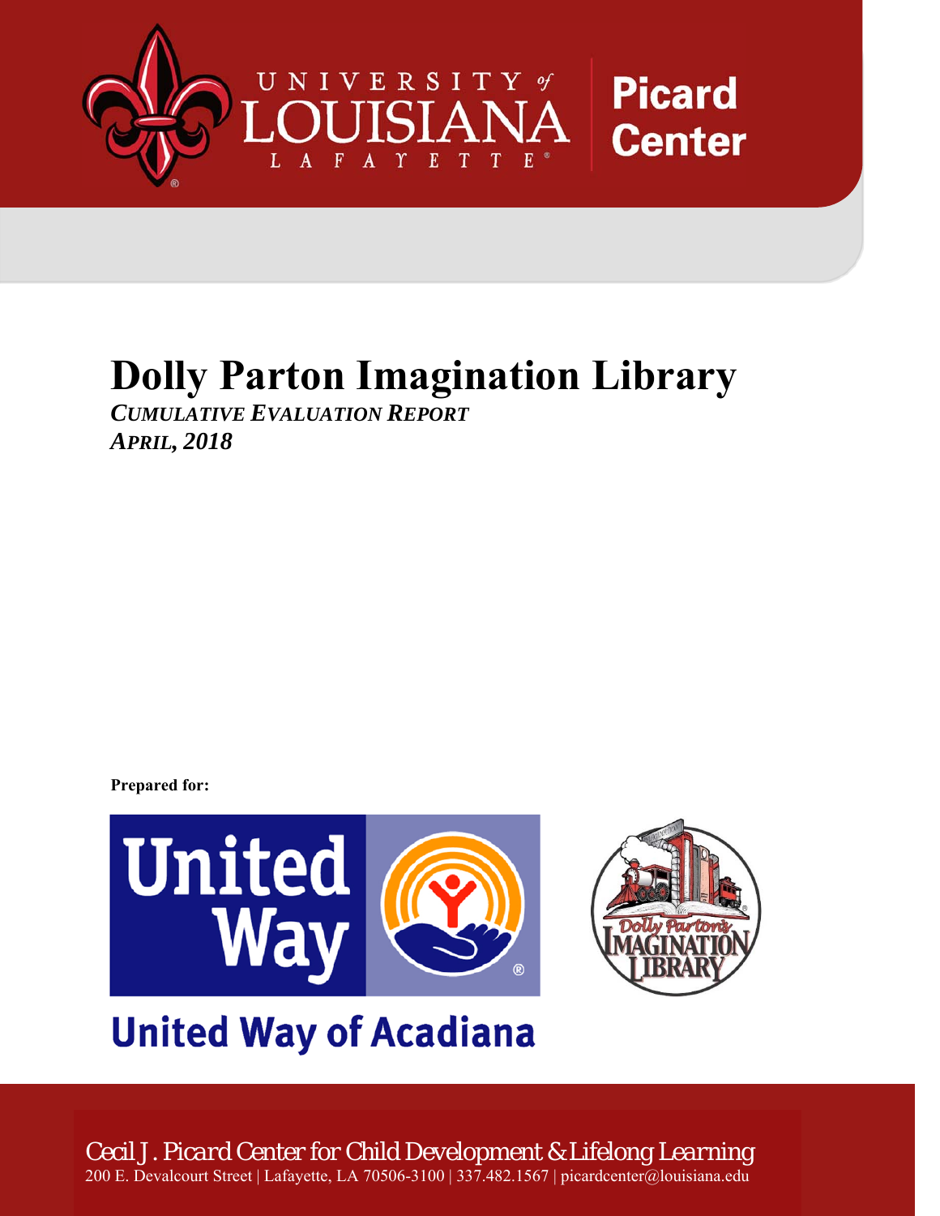UNIVERSITY of LOUISIANA LAFAYETTE

Picard Center

# Dolly Parton Imagination Library

***CUMULATIVE EVALUATION REPORT***

***APRIL, 2018***

**Prepared for:**

United Way of Acadiana

Cecil J. Picard Center for Child Development & Lifelong Learning

200 E. Devalcourt Street | Lafayette, LA 70506-3100 | 337.482.1567 | picardcenter@louisiana.edu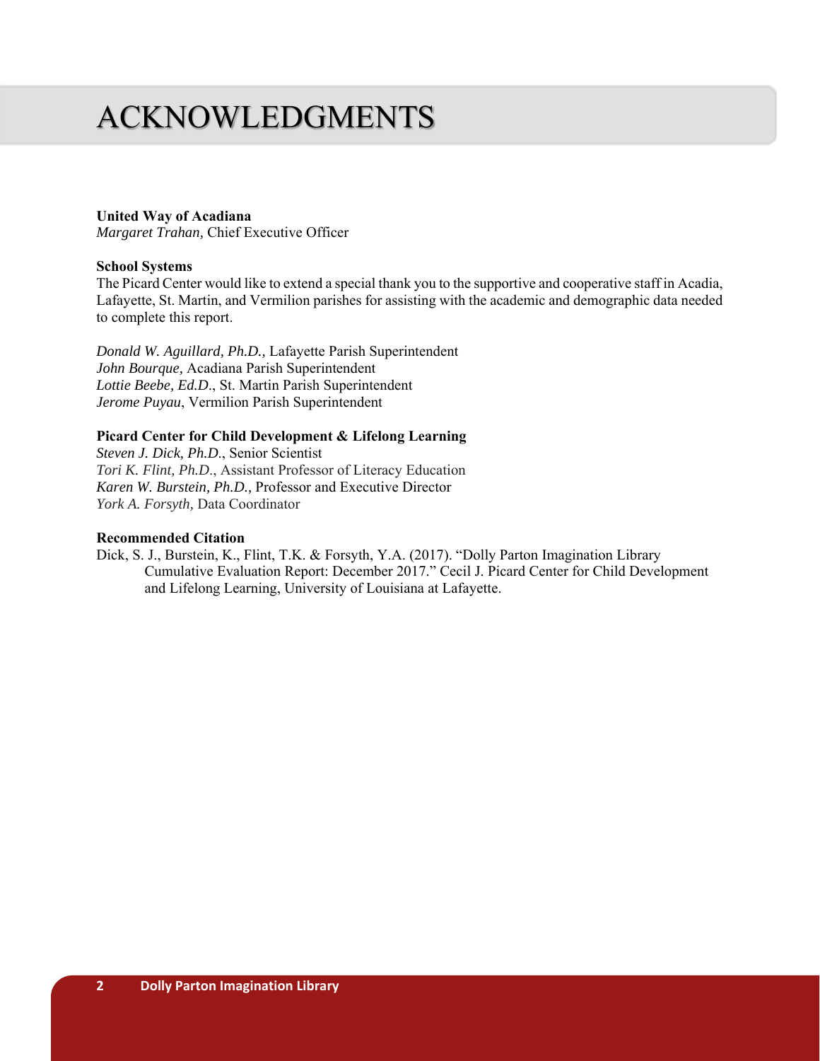# ACKNOWLEDGMENTS

**United Way of Acadiana**
*Margaret Trahan,* Chief Executive Officer

**School Systems**
The Picard Center would like to extend a special thank you to the supportive and cooperative staff in Acadia, Lafayette, St. Martin, and Vermilion parishes for assisting with the academic and demographic data needed to complete this report.

*Donald W. Aguillard, Ph.D.,* Lafayette Parish Superintendent
*John Bourque,* Acadiana Parish Superintendent
*Lottie Beebe, Ed.D*., St. Martin Parish Superintendent
*Jerome Puyau*, Vermilion Parish Superintendent

**Picard Center for Child Development & Lifelong Learning**
*Steven J. Dick, Ph.D*., Senior Scientist
*Tori K. Flint, Ph.D*., Assistant Professor of Literacy Education
*Karen W. Burstein, Ph.D.,* Professor and Executive Director
*York A. Forsyth,* Data Coordinator

**Recommended Citation**
Dick, S. J., Burstein, K., Flint, T.K. & Forsyth, Y.A. (2017). "Dolly Parton Imagination Library Cumulative Evaluation Report: December 2017." Cecil J. Picard Center for Child Development and Lifelong Learning, University of Louisiana at Lafayette.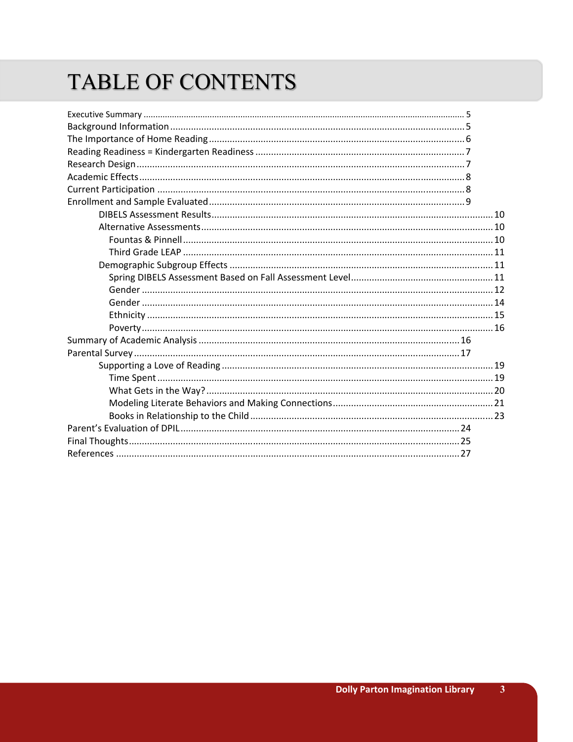# TABLE OF CONTENTS

- Executive Summary ........ 5
- Background Information ........ 5
- The Importance of Home Reading ........ 6
- Reading Readiness = Kindergarten Readiness ........ 7
- Research Design ........ 7
- Academic Effects ........ 8
- Current Participation ........ 8
- Enrollment and Sample Evaluated ........ 9
    - DIBELS Assessment Results ........ 10
    - Alternative Assessments ........ 10
        - Fountas & Pinnell ........ 10
        - Third Grade LEAP ........ 11
    - Demographic Subgroup Effects ........ 11
        - Spring DIBELS Assessment Based on Fall Assessment Level ........ 11
        - Gender ........ 12
        - Gender ........ 14
        - Ethnicity ........ 15
        - Poverty ........ 16
- Summary of Academic Analysis ........ 16
- Parental Survey ........ 17
    - Supporting a Love of Reading ........ 19
        - Time Spent ........ 19
        - What Gets in the Way? ........ 20
        - Modeling Literate Behaviors and Making Connections ........ 21
        - Books in Relationship to the Child ........ 23
- Parent's Evaluation of DPIL ........ 24
- Final Thoughts ........ 25
- References ........ 27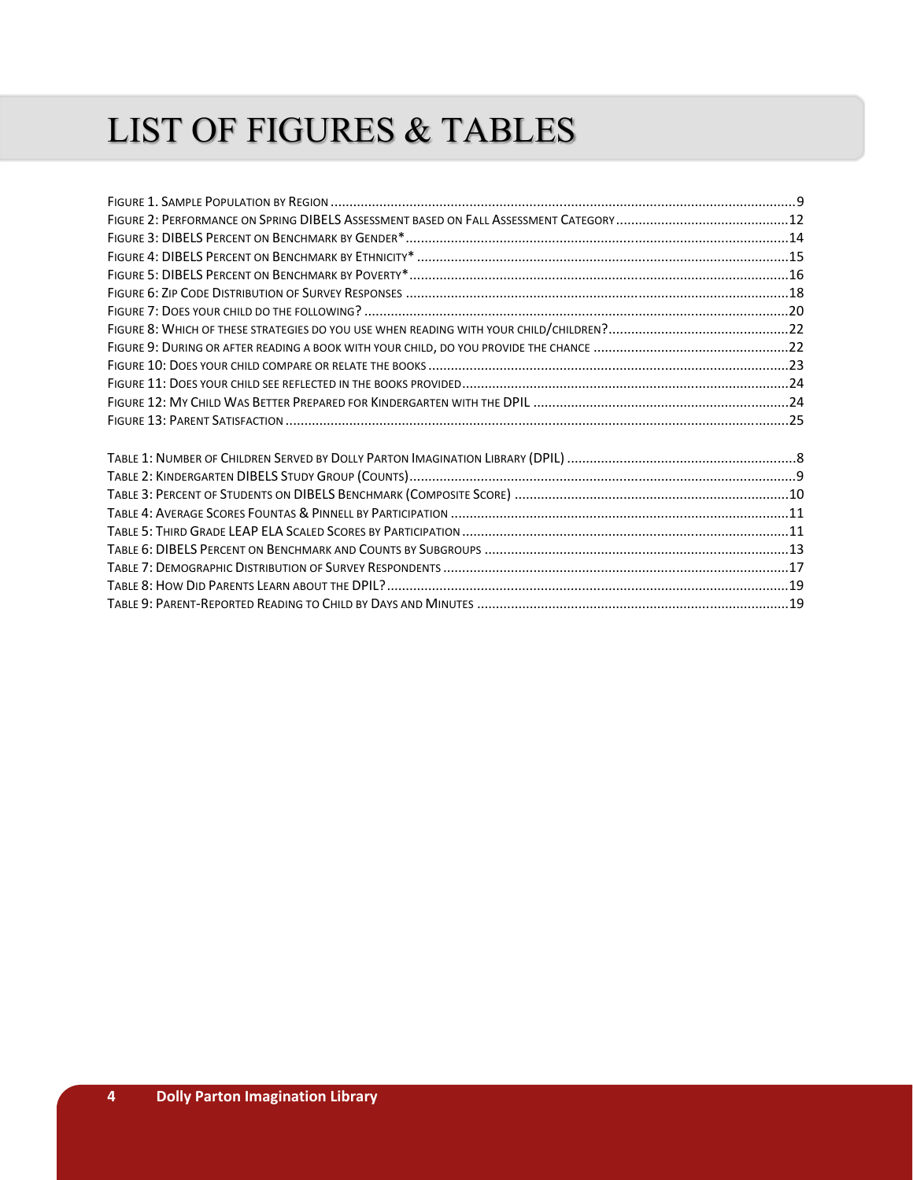# LIST OF FIGURES & TABLES

Figure 1. Sample Population by Region ....................................................................................................................9
Figure 2: Performance on Spring DIBELS Assessment based on Fall Assessment Category .............................................12
Figure 3: DIBELS Percent on Benchmark by Gender* .....................................................................................................14
Figure 4: DIBELS Percent on Benchmark by Ethnicity* ...................................................................................................15
Figure 5: DIBELS Percent on Benchmark by Poverty* .....................................................................................................16
Figure 6: Zip Code Distribution of Survey Responses ......................................................................................................18
Figure 7: Does your child do the following? ...................................................................................................................20
Figure 8: Which of these strategies do you use when reading with your child/children? ...............................................22
Figure 9: During or after reading a book with your child, do you provide the chance ....................................................22
Figure 10: Does your child compare or relate the books .................................................................................................23
Figure 11: Does your child see reflected in the books provided ......................................................................................24
Figure 12: My Child Was Better Prepared for Kindergarten with the DPIL ......................................................................24
Figure 13: Parent Satisfaction ..........................................................................................................................................25

Table 1: Number of Children Served by Dolly Parton Imagination Library (DPIL) .............................................................8
Table 2: Kindergarten DIBELS Study Group (Counts) ........................................................................................................9
Table 3: Percent of Students on DIBELS Benchmark (Composite Score) .........................................................................10
Table 4: Average Scores Fountas & Pinnell by Participation ...........................................................................................11
Table 5: Third Grade LEAP ELA Scaled Scores by Participation .......................................................................................11
Table 6: DIBELS Percent on Benchmark and Counts by Subgroups .................................................................................13
Table 7: Demographic Distribution of Survey Respondents ............................................................................................17
Table 8: How Did Parents Learn about the DPIL? ...........................................................................................................19
Table 9: Parent-Reported Reading to Child by Days and Minutes ..................................................................................19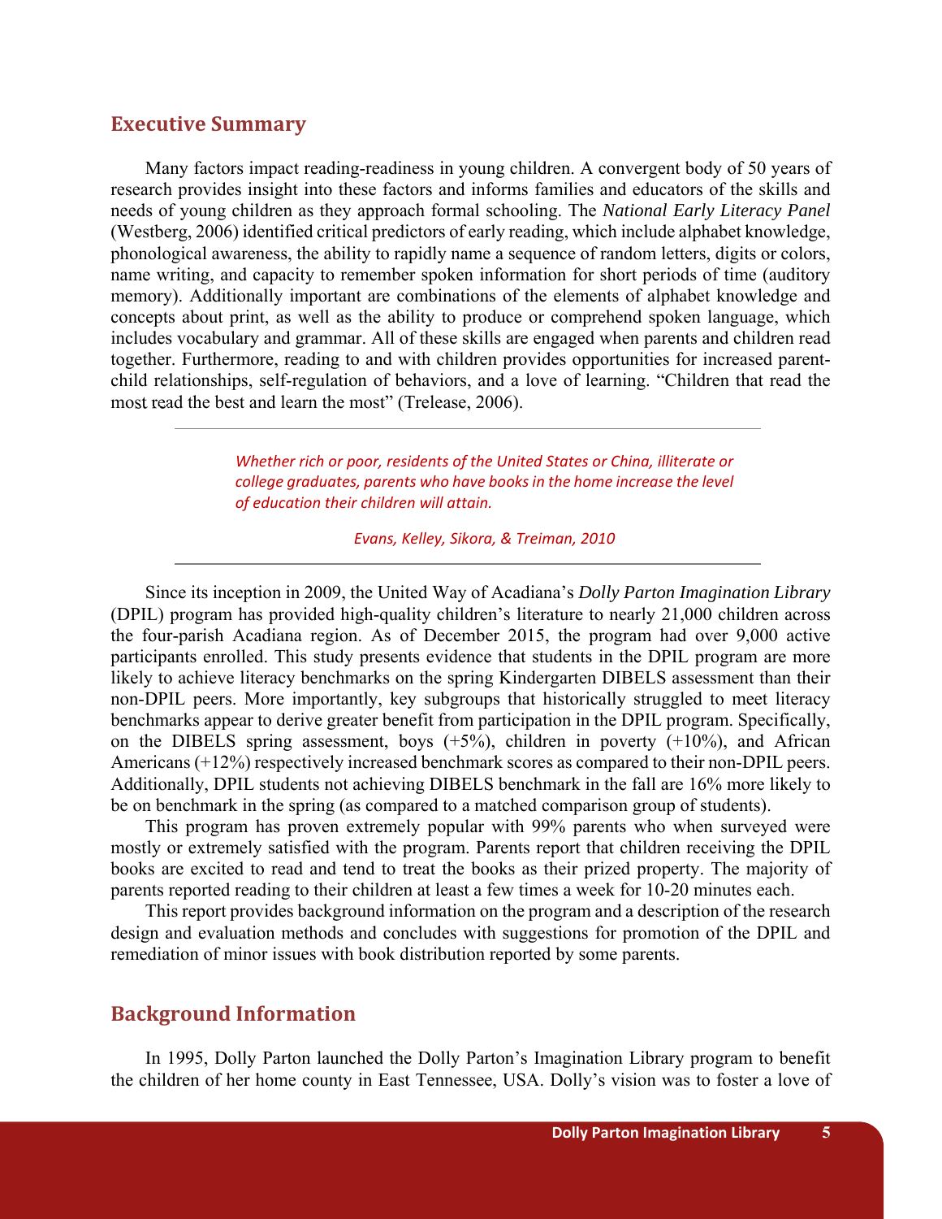## Executive Summary

Many factors impact reading-readiness in young children. A convergent body of 50 years of research provides insight into these factors and informs families and educators of the skills and needs of young children as they approach formal schooling. The *National Early Literacy Panel* (Westberg, 2006) identified critical predictors of early reading, which include alphabet knowledge, phonological awareness, the ability to rapidly name a sequence of random letters, digits or colors, name writing, and capacity to remember spoken information for short periods of time (auditory memory). Additionally important are combinations of the elements of alphabet knowledge and concepts about print, as well as the ability to produce or comprehend spoken language, which includes vocabulary and grammar. All of these skills are engaged when parents and children read together. Furthermore, reading to and with children provides opportunities for increased parent-child relationships, self-regulation of behaviors, and a love of learning. "Children that read the most read the best and learn the most" (Trelease, 2006).

---

> *Whether rich or poor, residents of the United States or China, illiterate or college graduates, parents who have books in the home increase the level of education their children will attain.*
>
> *Evans, Kelley, Sikora, & Treiman, 2010*

---

Since its inception in 2009, the United Way of Acadiana's *Dolly Parton Imagination Library* (DPIL) program has provided high-quality children's literature to nearly 21,000 children across the four-parish Acadiana region. As of December 2015, the program had over 9,000 active participants enrolled. This study presents evidence that students in the DPIL program are more likely to achieve literacy benchmarks on the spring Kindergarten DIBELS assessment than their non-DPIL peers. More importantly, key subgroups that historically struggled to meet literacy benchmarks appear to derive greater benefit from participation in the DPIL program. Specifically, on the DIBELS spring assessment, boys (+5%), children in poverty (+10%), and African Americans (+12%) respectively increased benchmark scores as compared to their non-DPIL peers. Additionally, DPIL students not achieving DIBELS benchmark in the fall are 16% more likely to be on benchmark in the spring (as compared to a matched comparison group of students).

This program has proven extremely popular with 99% parents who when surveyed were mostly or extremely satisfied with the program. Parents report that children receiving the DPIL books are excited to read and tend to treat the books as their prized property. The majority of parents reported reading to their children at least a few times a week for 10-20 minutes each.

This report provides background information on the program and a description of the research design and evaluation methods and concludes with suggestions for promotion of the DPIL and remediation of minor issues with book distribution reported by some parents.

## Background Information

In 1995, Dolly Parton launched the Dolly Parton's Imagination Library program to benefit the children of her home county in East Tennessee, USA. Dolly's vision was to foster a love of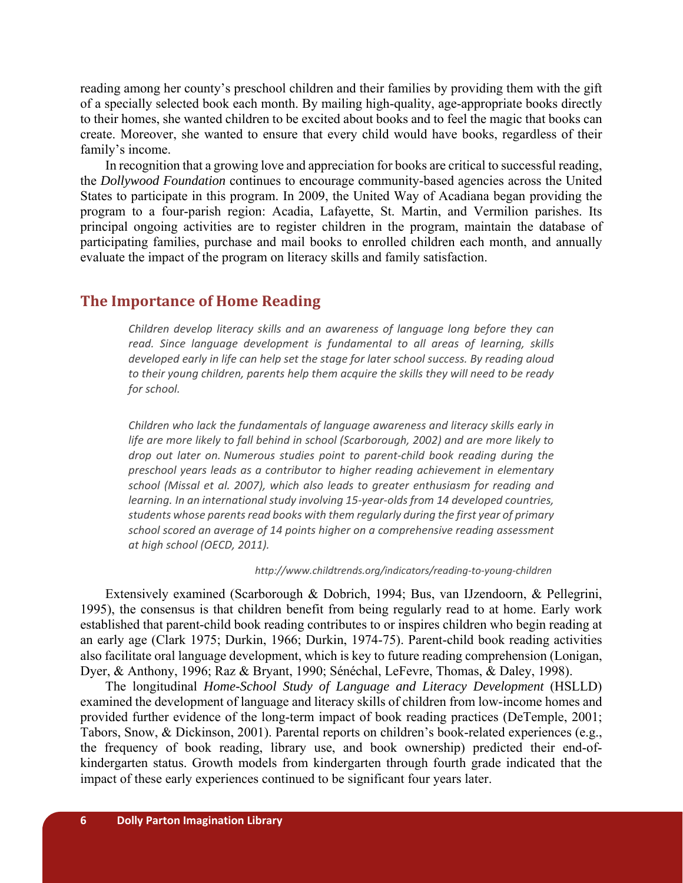reading among her county's preschool children and their families by providing them with the gift of a specially selected book each month. By mailing high-quality, age-appropriate books directly to their homes, she wanted children to be excited about books and to feel the magic that books can create. Moreover, she wanted to ensure that every child would have books, regardless of their family's income.

In recognition that a growing love and appreciation for books are critical to successful reading, the *Dollywood Foundation* continues to encourage community-based agencies across the United States to participate in this program. In 2009, the United Way of Acadiana began providing the program to a four-parish region: Acadia, Lafayette, St. Martin, and Vermilion parishes. Its principal ongoing activities are to register children in the program, maintain the database of participating families, purchase and mail books to enrolled children each month, and annually evaluate the impact of the program on literacy skills and family satisfaction.

## The Importance of Home Reading

> *Children develop literacy skills and an awareness of language long before they can read. Since language development is fundamental to all areas of learning, skills developed early in life can help set the stage for later school success. By reading aloud to their young children, parents help them acquire the skills they will need to be ready for school.*
>
> *Children who lack the fundamentals of language awareness and literacy skills early in life are more likely to fall behind in school (Scarborough, 2002) and are more likely to drop out later on. Numerous studies point to parent-child book reading during the preschool years leads as a contributor to higher reading achievement in elementary school (Missal et al. 2007), which also leads to greater enthusiasm for reading and learning. In an international study involving 15-year-olds from 14 developed countries, students whose parents read books with them regularly during the first year of primary school scored an average of 14 points higher on a comprehensive reading assessment at high school (OECD, 2011).*
>
> *http://www.childtrends.org/indicators/reading-to-young-children*

Extensively examined (Scarborough & Dobrich, 1994; Bus, van IJzendoorn, & Pellegrini, 1995), the consensus is that children benefit from being regularly read to at home. Early work established that parent-child book reading contributes to or inspires children who begin reading at an early age (Clark 1975; Durkin, 1966; Durkin, 1974-75). Parent-child book reading activities also facilitate oral language development, which is key to future reading comprehension (Lonigan, Dyer, & Anthony, 1996; Raz & Bryant, 1990; Sénéchal, LeFevre, Thomas, & Daley, 1998).

The longitudinal *Home-School Study of Language and Literacy Development* (HSLLD) examined the development of language and literacy skills of children from low-income homes and provided further evidence of the long-term impact of book reading practices (DeTemple, 2001; Tabors, Snow, & Dickinson, 2001). Parental reports on children's book-related experiences (e.g., the frequency of book reading, library use, and book ownership) predicted their end-of-kindergarten status. Growth models from kindergarten through fourth grade indicated that the impact of these early experiences continued to be significant four years later.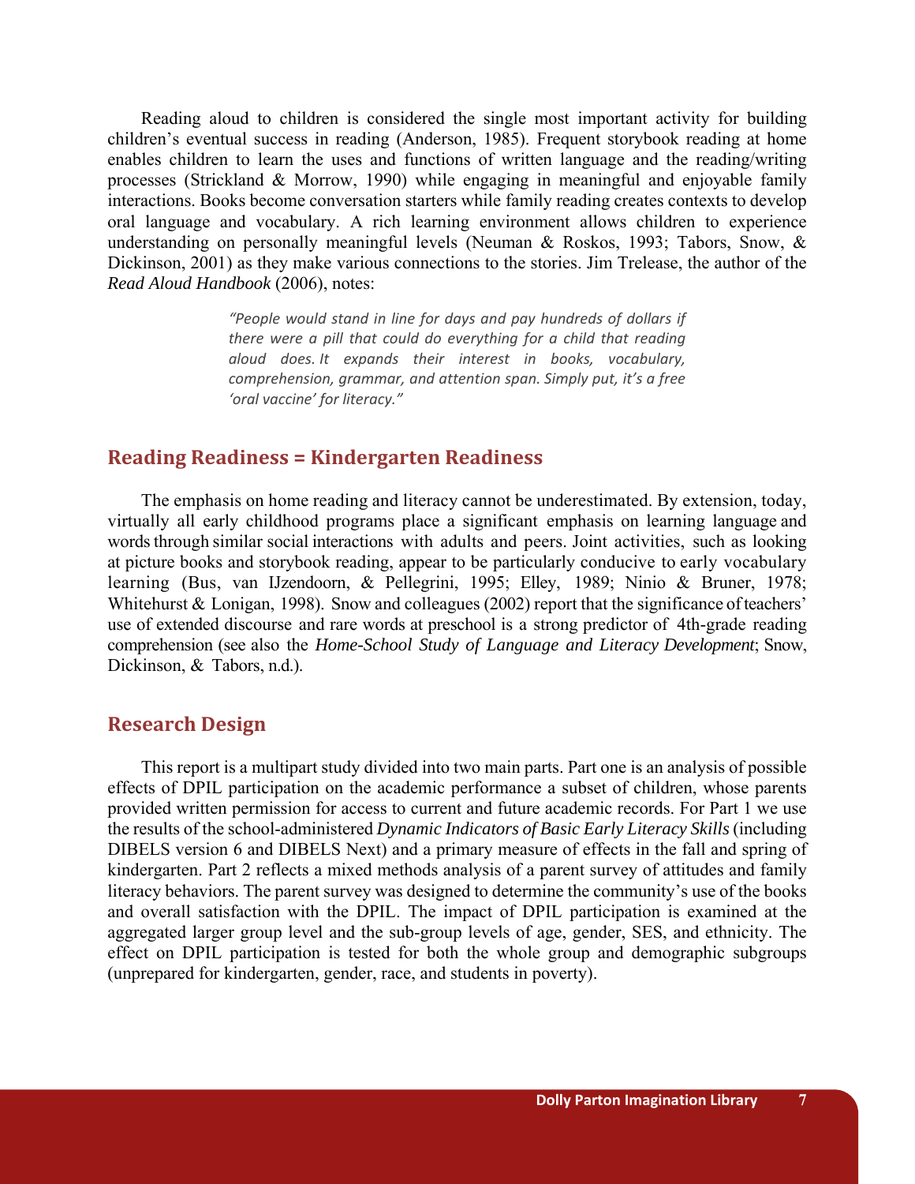Reading aloud to children is considered the single most important activity for building children's eventual success in reading (Anderson, 1985). Frequent storybook reading at home enables children to learn the uses and functions of written language and the reading/writing processes (Strickland & Morrow, 1990) while engaging in meaningful and enjoyable family interactions. Books become conversation starters while family reading creates contexts to develop oral language and vocabulary. A rich learning environment allows children to experience understanding on personally meaningful levels (Neuman & Roskos, 1993; Tabors, Snow, & Dickinson, 2001) as they make various connections to the stories. Jim Trelease, the author of the *Read Aloud Handbook* (2006), notes:

> *"People would stand in line for days and pay hundreds of dollars if there were a pill that could do everything for a child that reading aloud does. It expands their interest in books, vocabulary, comprehension, grammar, and attention span. Simply put, it's a free 'oral vaccine' for literacy."*

## Reading Readiness = Kindergarten Readiness

The emphasis on home reading and literacy cannot be underestimated. By extension, today, virtually all early childhood programs place a significant emphasis on learning language and words through similar social interactions with adults and peers. Joint activities, such as looking at picture books and storybook reading, appear to be particularly conducive to early vocabulary learning (Bus, van IJzendoorn, & Pellegrini, 1995; Elley, 1989; Ninio & Bruner, 1978; Whitehurst & Lonigan, 1998). Snow and colleagues (2002) report that the significance of teachers' use of extended discourse and rare words at preschool is a strong predictor of 4th-grade reading comprehension (see also the *Home-School Study of Language and Literacy Development*; Snow, Dickinson, & Tabors, n.d.).

## Research Design

This report is a multipart study divided into two main parts. Part one is an analysis of possible effects of DPIL participation on the academic performance a subset of children, whose parents provided written permission for access to current and future academic records. For Part 1 we use the results of the school-administered *Dynamic Indicators of Basic Early Literacy Skills* (including DIBELS version 6 and DIBELS Next) and a primary measure of effects in the fall and spring of kindergarten. Part 2 reflects a mixed methods analysis of a parent survey of attitudes and family literacy behaviors. The parent survey was designed to determine the community's use of the books and overall satisfaction with the DPIL. The impact of DPIL participation is examined at the aggregated larger group level and the sub-group levels of age, gender, SES, and ethnicity. The effect on DPIL participation is tested for both the whole group and demographic subgroups (unprepared for kindergarten, gender, race, and students in poverty).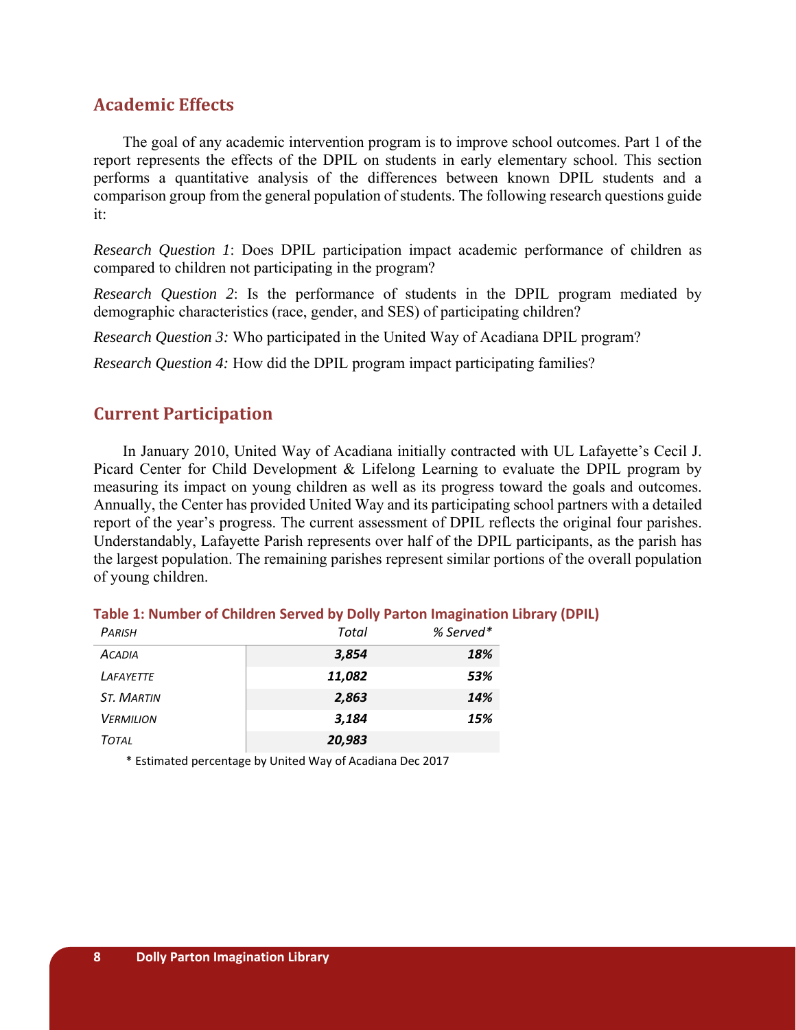## Academic Effects

The goal of any academic intervention program is to improve school outcomes. Part 1 of the report represents the effects of the DPIL on students in early elementary school. This section performs a quantitative analysis of the differences between known DPIL students and a comparison group from the general population of students. The following research questions guide it:

*Research Question 1*: Does DPIL participation impact academic performance of children as compared to children not participating in the program?

*Research Question 2*: Is the performance of students in the DPIL program mediated by demographic characteristics (race, gender, and SES) of participating children?

*Research Question 3:* Who participated in the United Way of Acadiana DPIL program?

*Research Question 4:* How did the DPIL program impact participating families?

## Current Participation

In January 2010, United Way of Acadiana initially contracted with UL Lafayette's Cecil J. Picard Center for Child Development & Lifelong Learning to evaluate the DPIL program by measuring its impact on young children as well as its progress toward the goals and outcomes. Annually, the Center has provided United Way and its participating school partners with a detailed report of the year's progress. The current assessment of DPIL reflects the original four parishes. Understandably, Lafayette Parish represents over half of the DPIL participants, as the parish has the largest population. The remaining parishes represent similar portions of the overall population of young children.

**Table 1: Number of Children Served by Dolly Parton Imagination Library (DPIL)**

| *Parish* | *Total* | *% Served** |
|---|---|---|
| *Acadia* | ***3,854*** | ***18%*** |
| *Lafayette* | ***11,082*** | ***53%*** |
| *St. Martin* | ***2,863*** | ***14%*** |
| *Vermilion* | ***3,184*** | ***15%*** |
| *Total* | ***20,983*** | |

* Estimated percentage by United Way of Acadiana Dec 2017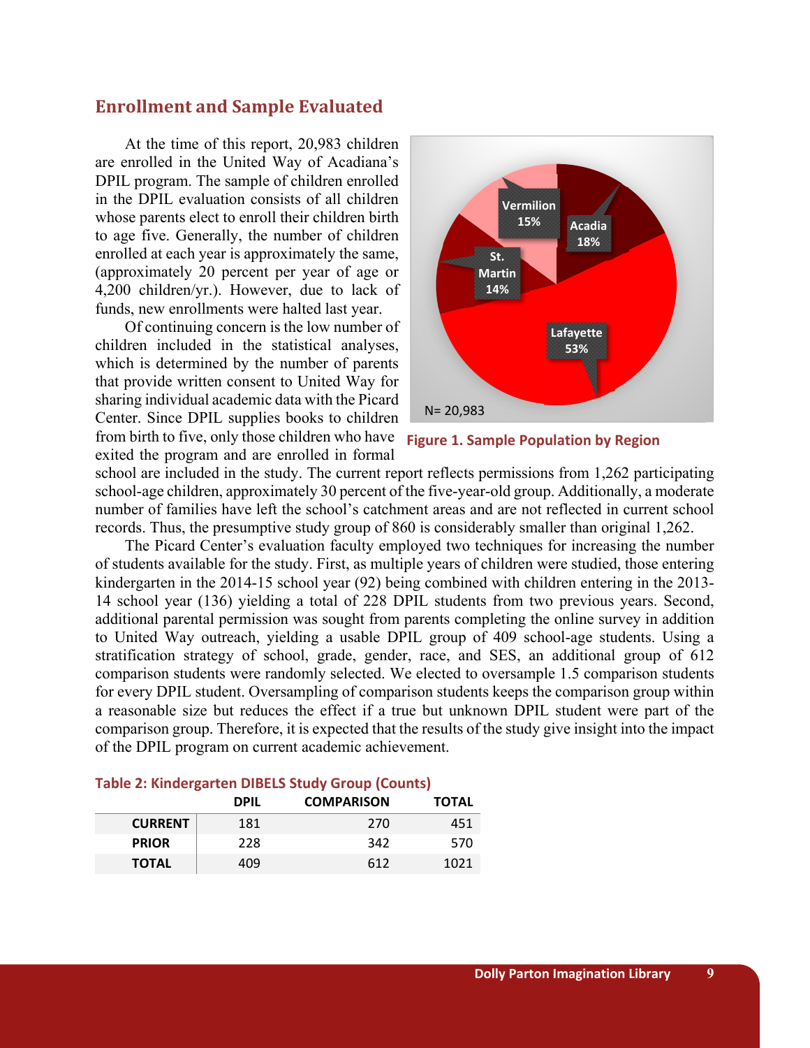## Enrollment and Sample Evaluated

At the time of this report, 20,983 children are enrolled in the United Way of Acadiana's DPIL program. The sample of children enrolled in the DPIL evaluation consists of all children whose parents elect to enroll their children birth to age five. Generally, the number of children enrolled at each year is approximately the same, (approximately 20 percent per year of age or 4,200 children/yr.). However, due to lack of funds, new enrollments were halted last year.

Of continuing concern is the low number of children included in the statistical analyses, which is determined by the number of parents that provide written consent to United Way for sharing individual academic data with the Picard Center. Since DPIL supplies books to children from birth to five, only those children who have exited the program and are enrolled in formal school are included in the study. The current report reflects permissions from 1,262 participating school-age children, approximately 30 percent of the five-year-old group. Additionally, a moderate number of families have left the school's catchment areas and are not reflected in current school records. Thus, the presumptive study group of 860 is considerably smaller than original 1,262.

Vermilion 15%
Acadia 18%
St. Martin 14%
Lafayette 53%
N= 20,983

**Figure 1. Sample Population by Region**

The Picard Center's evaluation faculty employed two techniques for increasing the number of students available for the study. First, as multiple years of children were studied, those entering kindergarten in the 2014-15 school year (92) being combined with children entering in the 2013-14 school year (136) yielding a total of 228 DPIL students from two previous years. Second, additional parental permission was sought from parents completing the online survey in addition to United Way outreach, yielding a usable DPIL group of 409 school-age students. Using a stratification strategy of school, grade, gender, race, and SES, an additional group of 612 comparison students were randomly selected. We elected to oversample 1.5 comparison students for every DPIL student. Oversampling of comparison students keeps the comparison group within a reasonable size but reduces the effect if a true but unknown DPIL student were part of the comparison group. Therefore, it is expected that the results of the study give insight into the impact of the DPIL program on current academic achievement.

**Table 2: Kindergarten DIBELS Study Group (Counts)**

| | DPIL | COMPARISON | TOTAL |
|---|---|---|---|
| **CURRENT** | 181 | 270 | 451 |
| **PRIOR** | 228 | 342 | 570 |
| **TOTAL** | 409 | 612 | 1021 |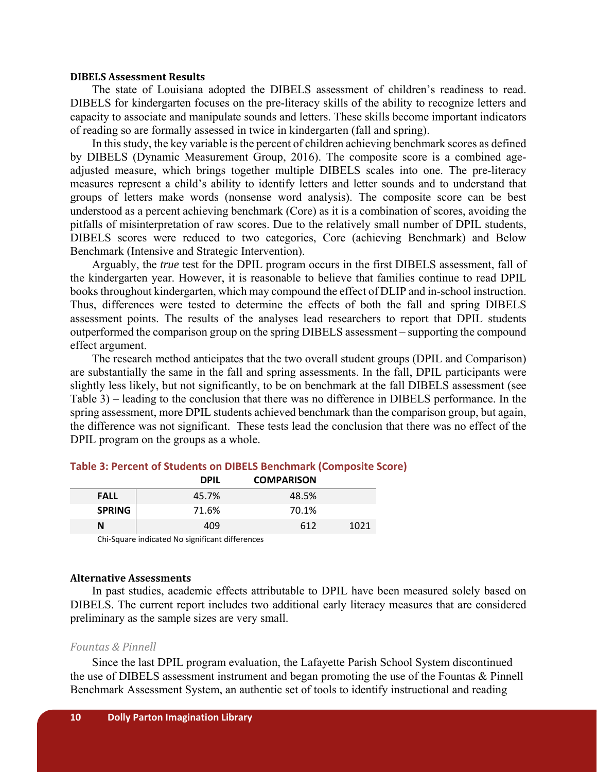**DIBELS Assessment Results**

The state of Louisiana adopted the DIBELS assessment of children's readiness to read. DIBELS for kindergarten focuses on the pre-literacy skills of the ability to recognize letters and capacity to associate and manipulate sounds and letters. These skills become important indicators of reading so are formally assessed in twice in kindergarten (fall and spring).

In this study, the key variable is the percent of children achieving benchmark scores as defined by DIBELS (Dynamic Measurement Group, 2016). The composite score is a combined age-adjusted measure, which brings together multiple DIBELS scales into one. The pre-literacy measures represent a child's ability to identify letters and letter sounds and to understand that groups of letters make words (nonsense word analysis). The composite score can be best understood as a percent achieving benchmark (Core) as it is a combination of scores, avoiding the pitfalls of misinterpretation of raw scores. Due to the relatively small number of DPIL students, DIBELS scores were reduced to two categories, Core (achieving Benchmark) and Below Benchmark (Intensive and Strategic Intervention).

Arguably, the *true* test for the DPIL program occurs in the first DIBELS assessment, fall of the kindergarten year. However, it is reasonable to believe that families continue to read DPIL books throughout kindergarten, which may compound the effect of DLIP and in-school instruction. Thus, differences were tested to determine the effects of both the fall and spring DIBELS assessment points. The results of the analyses lead researchers to report that DPIL students outperformed the comparison group on the spring DIBELS assessment – supporting the compound effect argument.

The research method anticipates that the two overall student groups (DPIL and Comparison) are substantially the same in the fall and spring assessments. In the fall, DPIL participants were slightly less likely, but not significantly, to be on benchmark at the fall DIBELS assessment (see Table 3) – leading to the conclusion that there was no difference in DIBELS performance. In the spring assessment, more DPIL students achieved benchmark than the comparison group, but again, the difference was not significant. These tests lead the conclusion that there was no effect of the DPIL program on the groups as a whole.

**Table 3: Percent of Students on DIBELS Benchmark (Composite Score)**

| | DPIL | COMPARISON | |
|---|---|---|---|
| **FALL** | 45.7% | 48.5% | |
| **SPRING** | 71.6% | 70.1% | |
| **N** | 409 | 612 | 1021 |

Chi-Square indicated No significant differences

**Alternative Assessments**

In past studies, academic effects attributable to DPIL have been measured solely based on DIBELS. The current report includes two additional early literacy measures that are considered preliminary as the sample sizes are very small.

*Fountas & Pinnell*

Since the last DPIL program evaluation, the Lafayette Parish School System discontinued the use of DIBELS assessment instrument and began promoting the use of the Fountas & Pinnell Benchmark Assessment System, an authentic set of tools to identify instructional and reading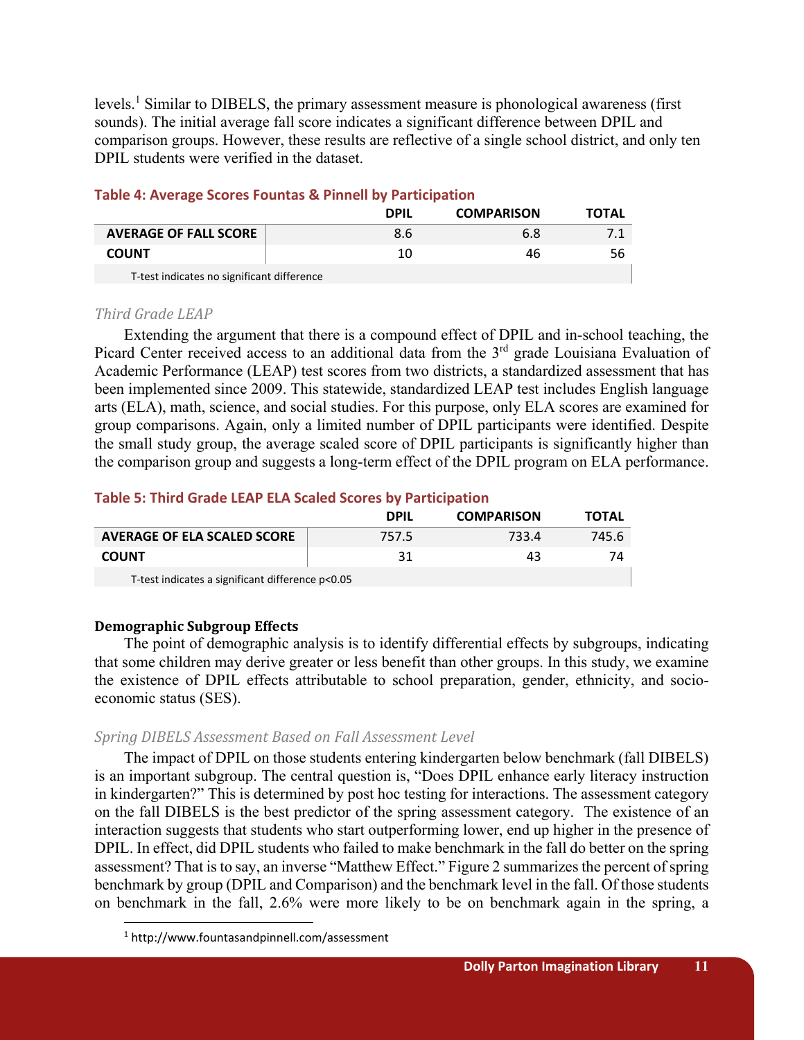levels.[1] Similar to DIBELS, the primary assessment measure is phonological awareness (first sounds). The initial average fall score indicates a significant difference between DPIL and comparison groups. However, these results are reflective of a single school district, and only ten DPIL students were verified in the dataset.

**Table 4: Average Scores Fountas & Pinnell by Participation**

| | DPIL | COMPARISON | TOTAL |
|---|---|---|---|
| **AVERAGE OF FALL SCORE** | 8.6 | 6.8 | 7.1 |
| **COUNT** | 10 | 46 | 56 |
| T-test indicates no significant difference | | | |

*Third Grade LEAP*

Extending the argument that there is a compound effect of DPIL and in-school teaching, the Picard Center received access to an additional data from the 3rd grade Louisiana Evaluation of Academic Performance (LEAP) test scores from two districts, a standardized assessment that has been implemented since 2009. This statewide, standardized LEAP test includes English language arts (ELA), math, science, and social studies. For this purpose, only ELA scores are examined for group comparisons. Again, only a limited number of DPIL participants were identified. Despite the small study group, the average scaled score of DPIL participants is significantly higher than the comparison group and suggests a long-term effect of the DPIL program on ELA performance.

**Table 5: Third Grade LEAP ELA Scaled Scores by Participation**

| | DPIL | COMPARISON | TOTAL |
|---|---|---|---|
| **AVERAGE OF ELA SCALED SCORE** | 757.5 | 733.4 | 745.6 |
| **COUNT** | 31 | 43 | 74 |
| T-test indicates a significant difference $p<0.05$ | | | |

**Demographic Subgroup Effects**

The point of demographic analysis is to identify differential effects by subgroups, indicating that some children may derive greater or less benefit than other groups. In this study, we examine the existence of DPIL effects attributable to school preparation, gender, ethnicity, and socio-economic status (SES).

*Spring DIBELS Assessment Based on Fall Assessment Level*

The impact of DPIL on those students entering kindergarten below benchmark (fall DIBELS) is an important subgroup. The central question is, "Does DPIL enhance early literacy instruction in kindergarten?" This is determined by post hoc testing for interactions. The assessment category on the fall DIBELS is the best predictor of the spring assessment category. The existence of an interaction suggests that students who start outperforming lower, end up higher in the presence of DPIL. In effect, did DPIL students who failed to make benchmark in the fall do better on the spring assessment? That is to say, an inverse "Matthew Effect." Figure 2 summarizes the percent of spring benchmark by group (DPIL and Comparison) and the benchmark level in the fall. Of those students on benchmark in the fall, 2.6% were more likely to be on benchmark again in the spring, a

[1] http://www.fountasandpinnell.com/assessment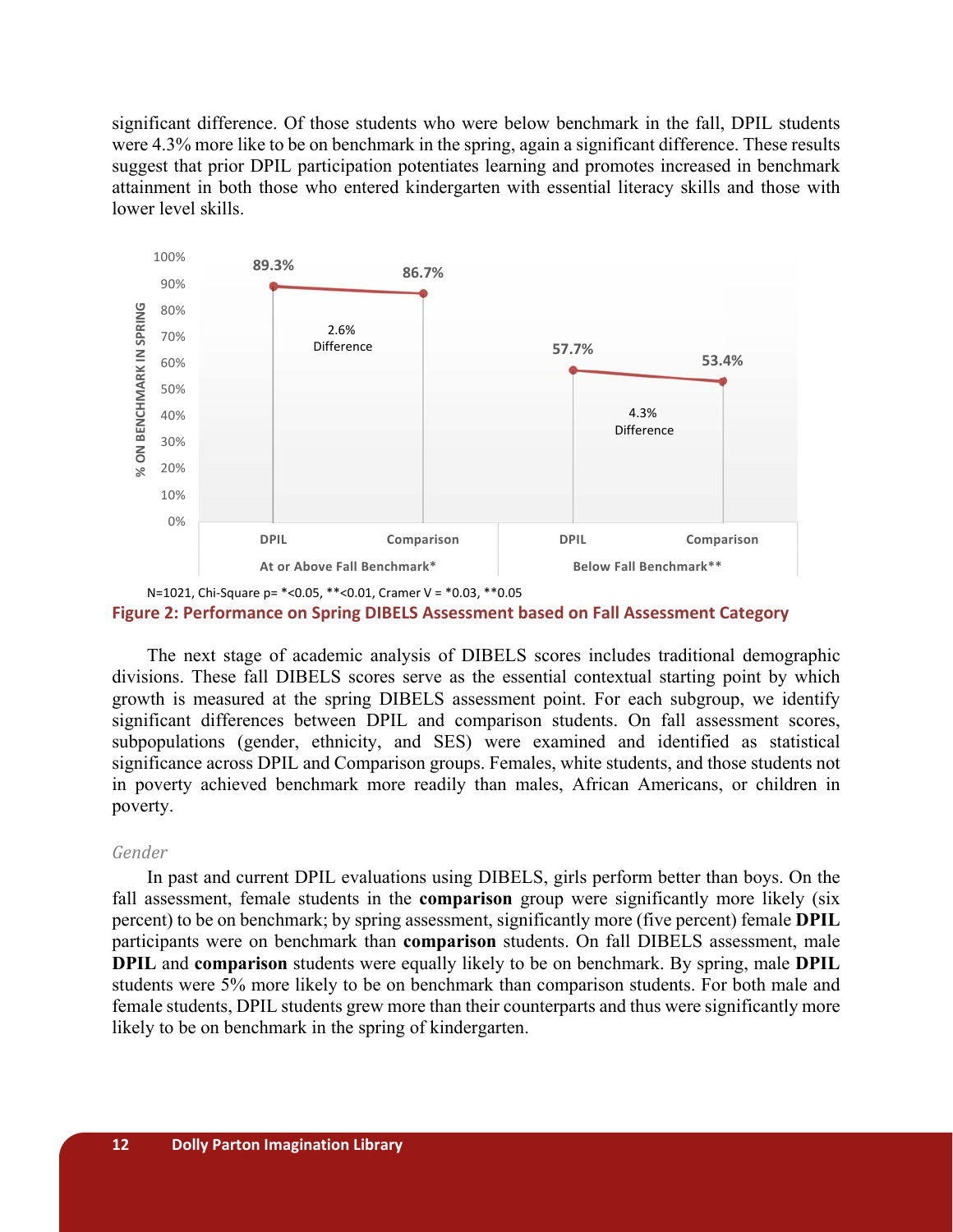significant difference. Of those students who were below benchmark in the fall, DPIL students were 4.3% more like to be on benchmark in the spring, again a significant difference. These results suggest that prior DPIL participation potentiates learning and promotes increased in benchmark attainment in both those who entered kindergarten with essential literacy skills and those with lower level skills.

| | At or Above Fall Benchmark* | | Below Fall Benchmark** | |
|---|---|---|---|---|
| | DPIL | Comparison | DPIL | Comparison |
| % On Benchmark in Spring | 89.3% | 86.7% | 57.7% | 53.4% |
| Difference | 2.6% | | 4.3% | |

N=1021, Chi-Square p= *<0.05, **<0.01, Cramer V = *0.03, **0.05

**Figure 2: Performance on Spring DIBELS Assessment based on Fall Assessment Category**

The next stage of academic analysis of DIBELS scores includes traditional demographic divisions. These fall DIBELS scores serve as the essential contextual starting point by which growth is measured at the spring DIBELS assessment point. For each subgroup, we identify significant differences between DPIL and comparison students. On fall assessment scores, subpopulations (gender, ethnicity, and SES) were examined and identified as statistical significance across DPIL and Comparison groups. Females, white students, and those students not in poverty achieved benchmark more readily than males, African Americans, or children in poverty.

*Gender*

In past and current DPIL evaluations using DIBELS, girls perform better than boys. On the fall assessment, female students in the **comparison** group were significantly more likely (six percent) to be on benchmark; by spring assessment, significantly more (five percent) female **DPIL** participants were on benchmark than **comparison** students. On fall DIBELS assessment, male **DPIL** and **comparison** students were equally likely to be on benchmark. By spring, male **DPIL** students were 5% more likely to be on benchmark than comparison students. For both male and female students, DPIL students grew more than their counterparts and thus were significantly more likely to be on benchmark in the spring of kindergarten.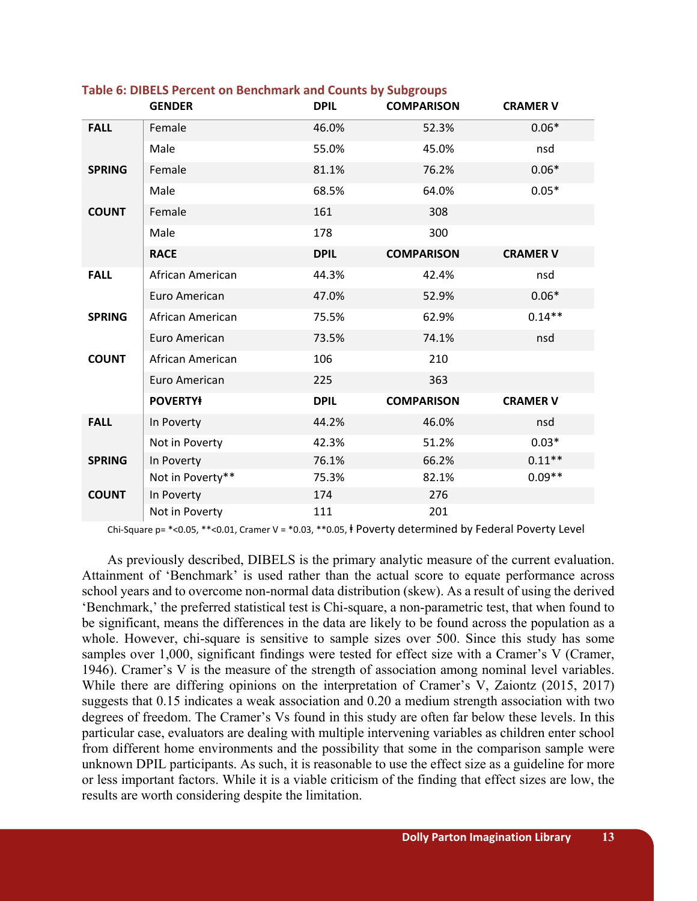**Table 6: DIBELS Percent on Benchmark and Counts by Subgroups**

| | GENDER | DPIL | COMPARISON | CRAMER V |
|---|---|---|---|---|
| **FALL** | Female | 46.0% | 52.3% | 0.06* |
| | Male | 55.0% | 45.0% | nsd |
| **SPRING** | Female | 81.1% | 76.2% | 0.06* |
| | Male | 68.5% | 64.0% | 0.05* |
| **COUNT** | Female | 161 | 308 | |
| | Male | 178 | 300 | |
| | **RACE** | **DPIL** | **COMPARISON** | **CRAMER V** |
| **FALL** | African American | 44.3% | 42.4% | nsd |
| | Euro American | 47.0% | 52.9% | 0.06* |
| **SPRING** | African American | 75.5% | 62.9% | 0.14** |
| | Euro American | 73.5% | 74.1% | nsd |
| **COUNT** | African American | 106 | 210 | |
| | Euro American | 225 | 363 | |
| | **POVERTYƗ** | **DPIL** | **COMPARISON** | **CRAMER V** |
| **FALL** | In Poverty | 44.2% | 46.0% | nsd |
| | Not in Poverty | 42.3% | 51.2% | 0.03* |
| **SPRING** | In Poverty | 76.1% | 66.2% | 0.11** |
| | Not in Poverty** | 75.3% | 82.1% | 0.09** |
| **COUNT** | In Poverty | 174 | 276 | |
| | Not in Poverty | 111 | 201 | |

Chi-Square p= *<0.05, **<0.01, Cramer V = *0.03, **0.05, Ɨ Poverty determined by Federal Poverty Level

As previously described, DIBELS is the primary analytic measure of the current evaluation. Attainment of 'Benchmark' is used rather than the actual score to equate performance across school years and to overcome non-normal data distribution (skew). As a result of using the derived 'Benchmark,' the preferred statistical test is Chi-square, a non-parametric test, that when found to be significant, means the differences in the data are likely to be found across the population as a whole. However, chi-square is sensitive to sample sizes over 500. Since this study has some samples over 1,000, significant findings were tested for effect size with a Cramer's V (Cramer, 1946). Cramer's V is the measure of the strength of association among nominal level variables. While there are differing opinions on the interpretation of Cramer's V, Zaiontz (2015, 2017) suggests that 0.15 indicates a weak association and 0.20 a medium strength association with two degrees of freedom. The Cramer's Vs found in this study are often far below these levels. In this particular case, evaluators are dealing with multiple intervening variables as children enter school from different home environments and the possibility that some in the comparison sample were unknown DPIL participants. As such, it is reasonable to use the effect size as a guideline for more or less important factors. While it is a viable criticism of the finding that effect sizes are low, the results are worth considering despite the limitation.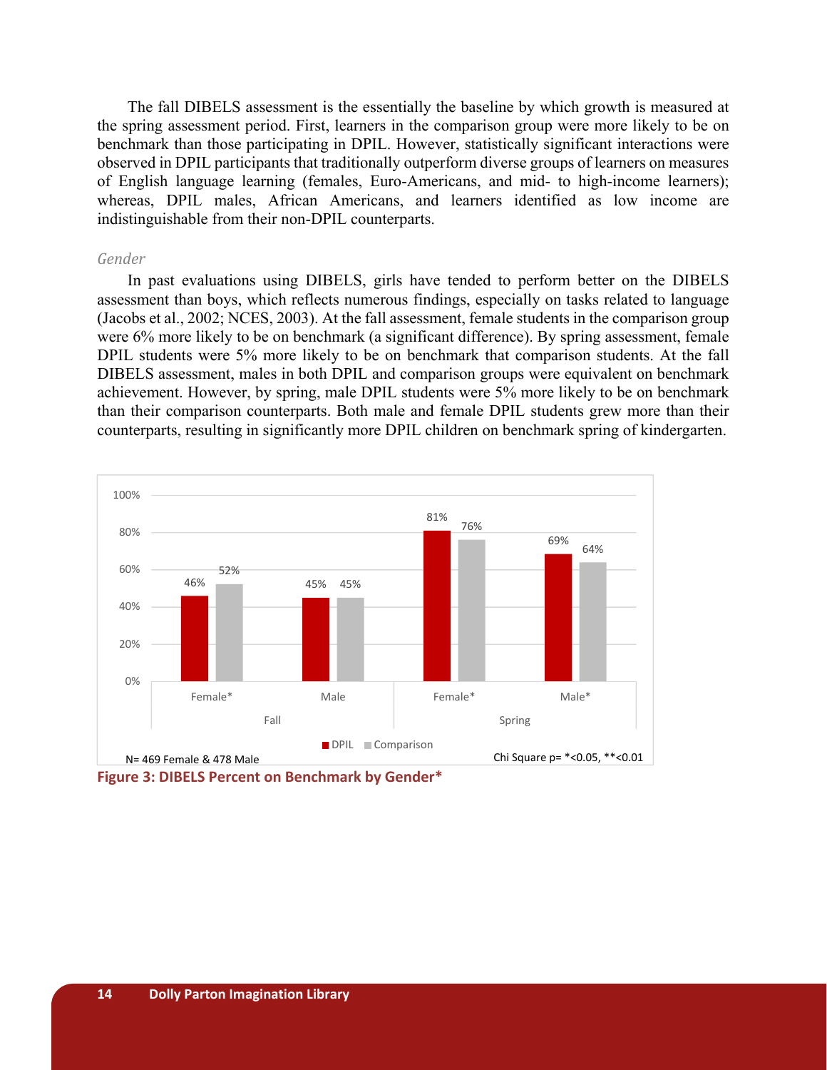The fall DIBELS assessment is the essentially the baseline by which growth is measured at the spring assessment period. First, learners in the comparison group were more likely to be on benchmark than those participating in DPIL. However, statistically significant interactions were observed in DPIL participants that traditionally outperform diverse groups of learners on measures of English language learning (females, Euro-Americans, and mid- to high-income learners); whereas, DPIL males, African Americans, and learners identified as low income are indistinguishable from their non-DPIL counterparts.

### *Gender*

In past evaluations using DIBELS, girls have tended to perform better on the DIBELS assessment than boys, which reflects numerous findings, especially on tasks related to language (Jacobs et al., 2002; NCES, 2003). At the fall assessment, female students in the comparison group were 6% more likely to be on benchmark (a significant difference). By spring assessment, female DPIL students were 5% more likely to be on benchmark that comparison students. At the fall DIBELS assessment, males in both DPIL and comparison groups were equivalent on benchmark achievement. However, by spring, male DPIL students were 5% more likely to be on benchmark than their comparison counterparts. Both male and female DPIL students grew more than their counterparts, resulting in significantly more DPIL children on benchmark spring of kindergarten.

| | Fall | | Spring | |
|---|---|---|---|---|
| | Female* | Male | Female* | Male* |
| DPIL | 46% | 45% | 81% | 69% |
| Comparison | 52% | 45% | 76% | 64% |

N= 469 Female & 478 Male

Chi Square p= *<0.05, **<0.01

**Figure 3: DIBELS Percent on Benchmark by Gender***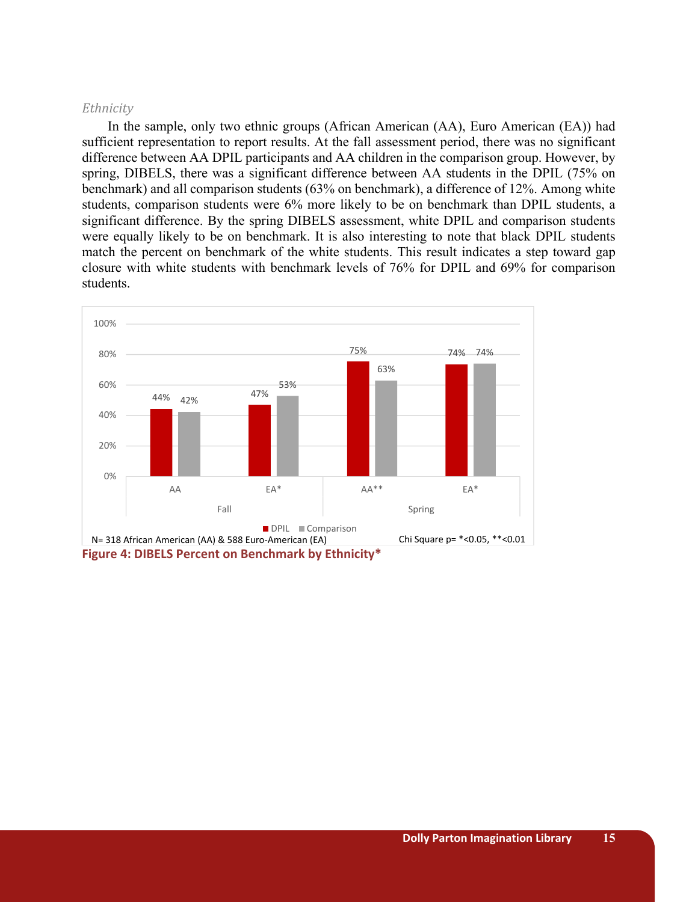*Ethnicity*

In the sample, only two ethnic groups (African American (AA), Euro American (EA)) had sufficient representation to report results. At the fall assessment period, there was no significant difference between AA DPIL participants and AA children in the comparison group. However, by spring, DIBELS, there was a significant difference between AA students in the DPIL (75% on benchmark) and all comparison students (63% on benchmark), a difference of 12%. Among white students, comparison students were 6% more likely to be on benchmark than DPIL students, a significant difference. By the spring DIBELS assessment, white DPIL and comparison students were equally likely to be on benchmark. It is also interesting to note that black DPIL students match the percent on benchmark of the white students. This result indicates a step toward gap closure with white students with benchmark levels of 76% for DPIL and 69% for comparison students.

| | Fall | | Spring | |
|---|---|---|---|---|
| | AA | EA* | AA** | EA* |
| DPIL | 44% | 47% | 75% | 74% |
| Comparison | 42% | 53% | 63% | 74% |

N= 318 African American (AA) & 588 Euro-American (EA) Chi Square p= *<0.05, **<0.01

**Figure 4: DIBELS Percent on Benchmark by Ethnicity***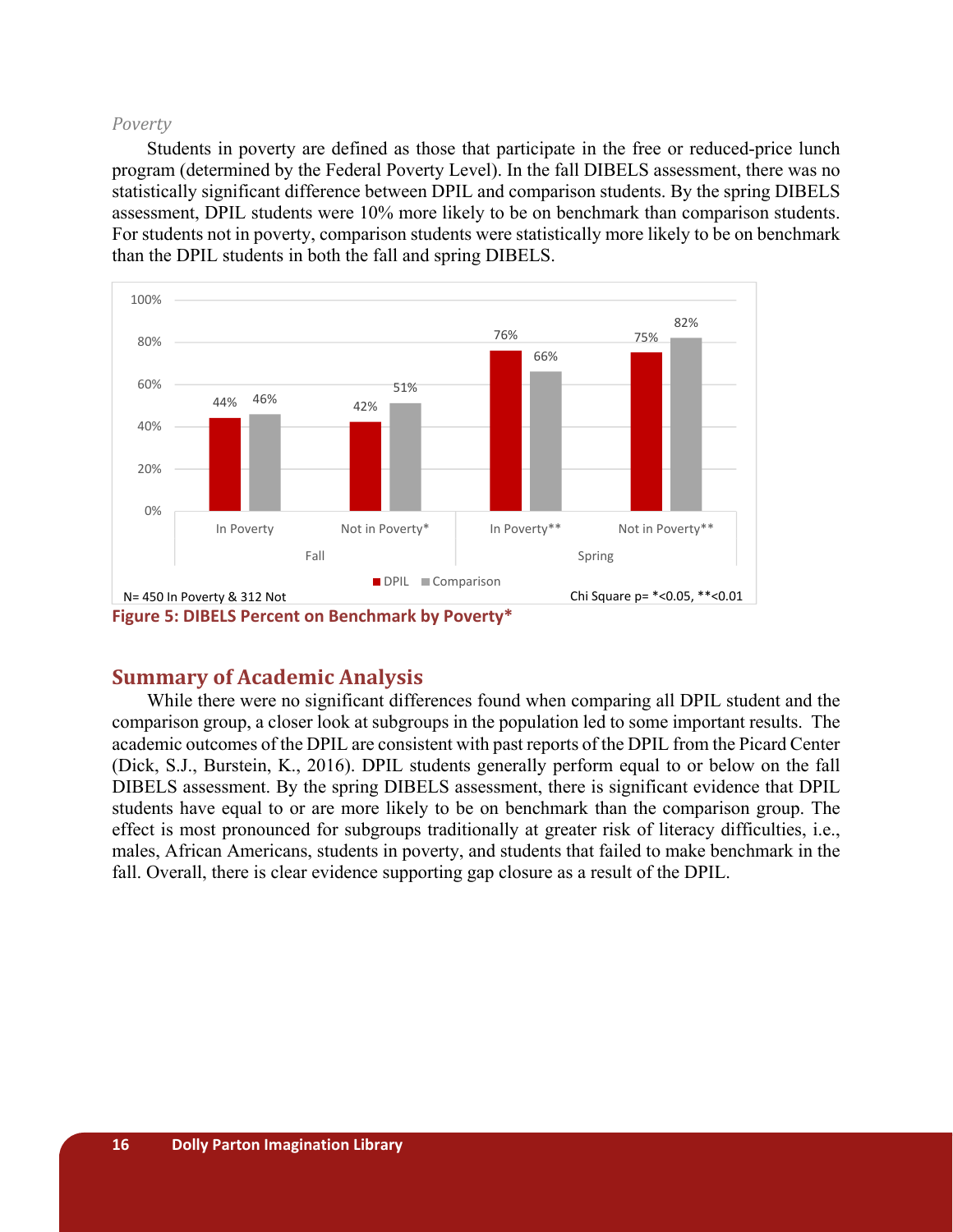*Poverty*

Students in poverty are defined as those that participate in the free or reduced-price lunch program (determined by the Federal Poverty Level). In the fall DIBELS assessment, there was no statistically significant difference between DPIL and comparison students. By the spring DIBELS assessment, DPIL students were 10% more likely to be on benchmark than comparison students. For students not in poverty, comparison students were statistically more likely to be on benchmark than the DPIL students in both the fall and spring DIBELS.

| | | DPIL | Comparison |
|---|---|---|---|
| Fall | In Poverty | 44% | 46% |
| | Not in Poverty* | 42% | 51% |
| Spring | In Poverty** | 76% | 66% |
| | Not in Poverty** | 75% | 82% |

N= 450 In Poverty & 312 Not

Chi Square p= *<0.05, **<0.01

**Figure 5: DIBELS Percent on Benchmark by Poverty***

## Summary of Academic Analysis

While there were no significant differences found when comparing all DPIL student and the comparison group, a closer look at subgroups in the population led to some important results. The academic outcomes of the DPIL are consistent with past reports of the DPIL from the Picard Center (Dick, S.J., Burstein, K., 2016). DPIL students generally perform equal to or below on the fall DIBELS assessment. By the spring DIBELS assessment, there is significant evidence that DPIL students have equal to or are more likely to be on benchmark than the comparison group. The effect is most pronounced for subgroups traditionally at greater risk of literacy difficulties, i.e., males, African Americans, students in poverty, and students that failed to make benchmark in the fall. Overall, there is clear evidence supporting gap closure as a result of the DPIL.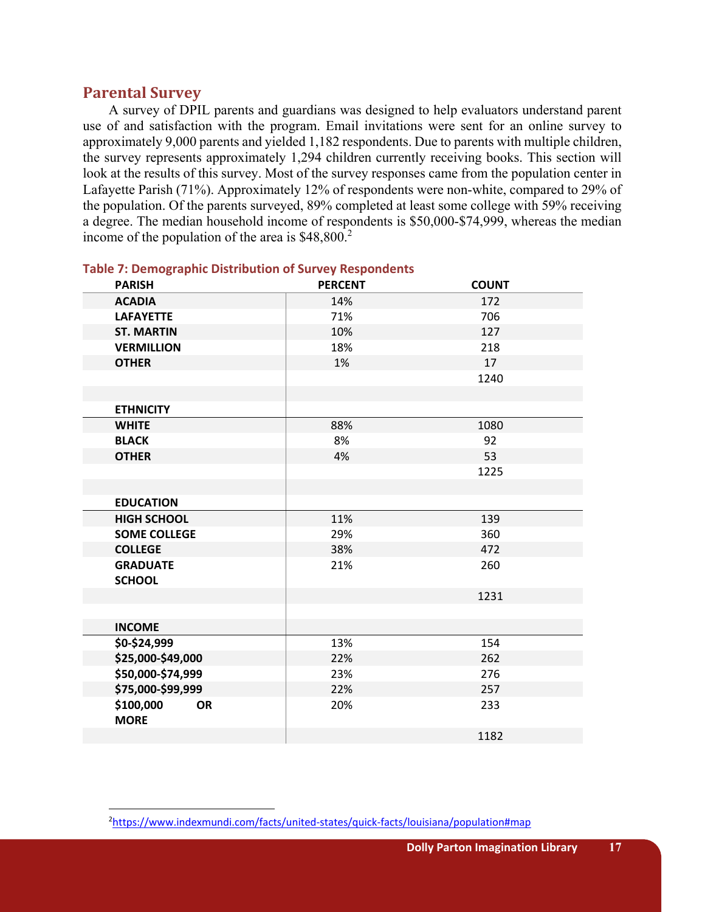## Parental Survey

A survey of DPIL parents and guardians was designed to help evaluators understand parent use of and satisfaction with the program. Email invitations were sent for an online survey to approximately 9,000 parents and yielded 1,182 respondents. Due to parents with multiple children, the survey represents approximately 1,294 children currently receiving books. This section will look at the results of this survey. Most of the survey responses came from the population center in Lafayette Parish (71%). Approximately 12% of respondents were non-white, compared to 29% of the population. Of the parents surveyed, 89% completed at least some college with 59% receiving a degree. The median household income of respondents is $50,000-$74,999, whereas the median income of the population of the area is $48,800.[2]

**Table 7: Demographic Distribution of Survey Respondents**

| PARISH | PERCENT | COUNT |
|---|---|---|
| **ACADIA** | 14% | 172 |
| **LAFAYETTE** | 71% | 706 |
| **ST. MARTIN** | 10% | 127 |
| **VERMILLION** | 18% | 218 |
| **OTHER** | 1% | 17 |
| | | 1240 |
| | | |
| **ETHNICITY** | | |
| **WHITE** | 88% | 1080 |
| **BLACK** | 8% | 92 |
| **OTHER** | 4% | 53 |
| | | 1225 |
| | | |
| **EDUCATION** | | |
| **HIGH SCHOOL** | 11% | 139 |
| **SOME COLLEGE** | 29% | 360 |
| **COLLEGE** | 38% | 472 |
| **GRADUATE SCHOOL** | 21% | 260 |
| | | 1231 |
| | | |
| **INCOME** | | |
| **$0-$24,999** | 13% | 154 |
| **$25,000-$49,000** | 22% | 262 |
| **$50,000-$74,999** | 23% | 276 |
| **$75,000-$99,999** | 22% | 257 |
| **$100,000 OR MORE** | 20% | 233 |
| | | 1182 |

[2] https://www.indexmundi.com/facts/united-states/quick-facts/louisiana/population#map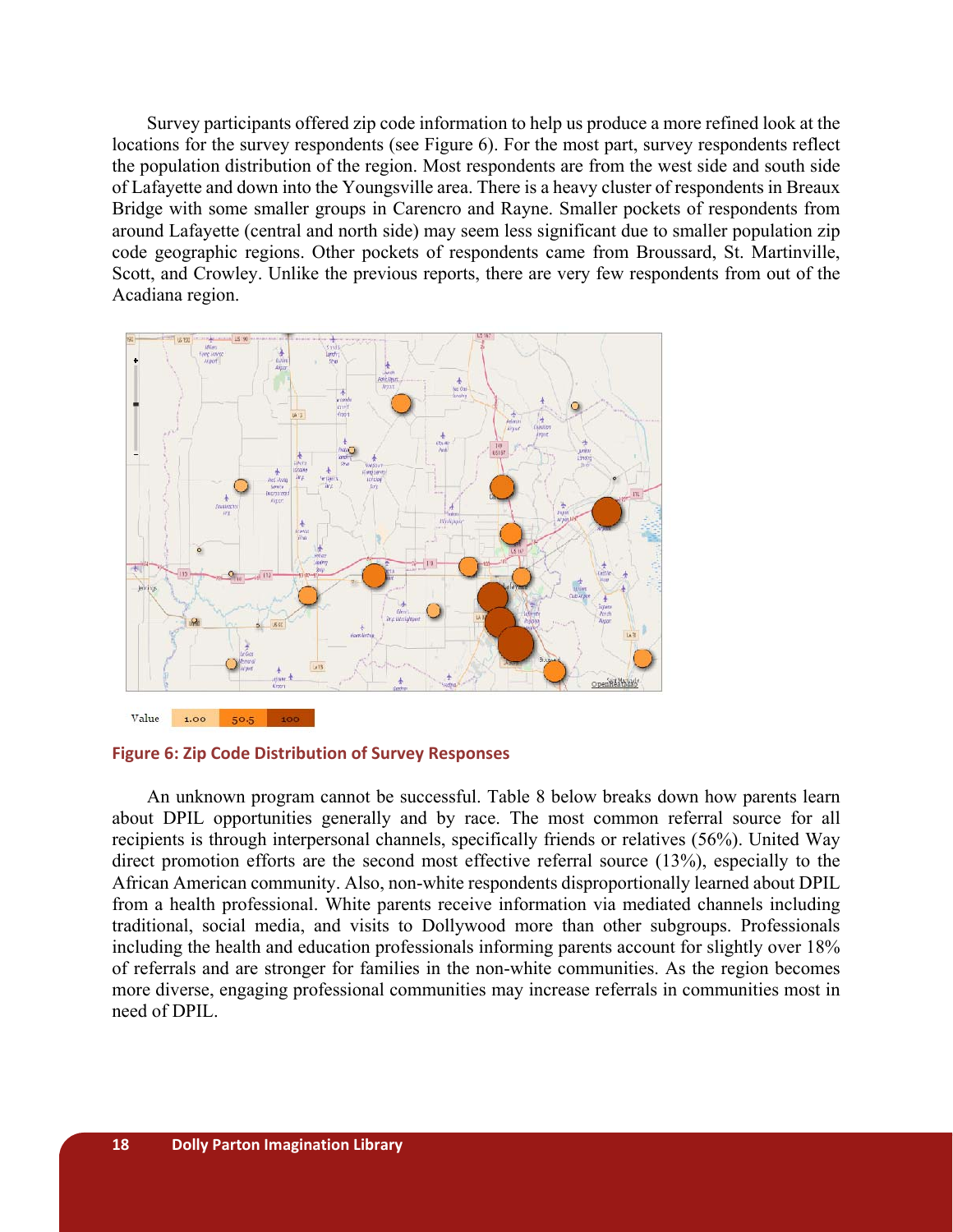Survey participants offered zip code information to help us produce a more refined look at the locations for the survey respondents (see Figure 6). For the most part, survey respondents reflect the population distribution of the region. Most respondents are from the west side and south side of Lafayette and down into the Youngsville area. There is a heavy cluster of respondents in Breaux Bridge with some smaller groups in Carencro and Rayne. Smaller pockets of respondents from around Lafayette (central and north side) may seem less significant due to smaller population zip code geographic regions. Other pockets of respondents came from Broussard, St. Martinville, Scott, and Crowley. Unlike the previous reports, there are very few respondents from out of the Acadiana region.

Value 1.00 50.5 100

**Figure 6: Zip Code Distribution of Survey Responses**

An unknown program cannot be successful. Table 8 below breaks down how parents learn about DPIL opportunities generally and by race. The most common referral source for all recipients is through interpersonal channels, specifically friends or relatives (56%). United Way direct promotion efforts are the second most effective referral source (13%), especially to the African American community. Also, non-white respondents disproportionally learned about DPIL from a health professional. White parents receive information via mediated channels including traditional, social media, and visits to Dollywood more than other subgroups. Professionals including the health and education professionals informing parents account for slightly over 18% of referrals and are stronger for families in the non-white communities. As the region becomes more diverse, engaging professional communities may increase referrals in communities most in need of DPIL.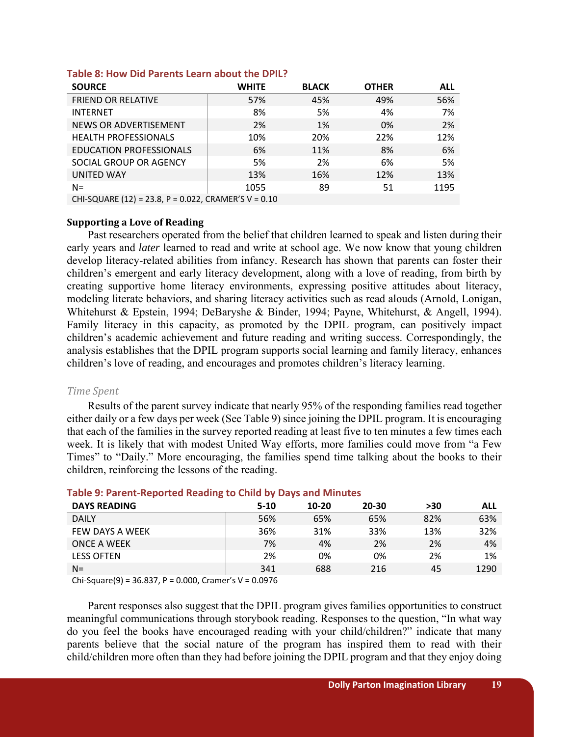**Table 8: How Did Parents Learn about the DPIL?**

| SOURCE | WHITE | BLACK | OTHER | ALL |
|---|---|---|---|---|
| FRIEND OR RELATIVE | 57% | 45% | 49% | 56% |
| INTERNET | 8% | 5% | 4% | 7% |
| NEWS OR ADVERTISEMENT | 2% | 1% | 0% | 2% |
| HEALTH PROFESSIONALS | 10% | 20% | 22% | 12% |
| EDUCATION PROFESSIONALS | 6% | 11% | 8% | 6% |
| SOCIAL GROUP OR AGENCY | 5% | 2% | 6% | 5% |
| UNITED WAY | 13% | 16% | 12% | 13% |
| N= | 1055 | 89 | 51 | 1195 |
| CHI-SQUARE (12) = 23.8, P = 0.022, CRAMER'S V = 0.10 | | | | |

**Supporting a Love of Reading**

Past researchers operated from the belief that children learned to speak and listen during their early years and *later* learned to read and write at school age. We now know that young children develop literacy-related abilities from infancy. Research has shown that parents can foster their children's emergent and early literacy development, along with a love of reading, from birth by creating supportive home literacy environments, expressing positive attitudes about literacy, modeling literate behaviors, and sharing literacy activities such as read alouds (Arnold, Lonigan, Whitehurst & Epstein, 1994; DeBaryshe & Binder, 1994; Payne, Whitehurst, & Angell, 1994). Family literacy in this capacity, as promoted by the DPIL program, can positively impact children's academic achievement and future reading and writing success. Correspondingly, the analysis establishes that the DPIL program supports social learning and family literacy, enhances children's love of reading, and encourages and promotes children's literacy learning.

*Time Spent*

Results of the parent survey indicate that nearly 95% of the responding families read together either daily or a few days per week (See Table 9) since joining the DPIL program. It is encouraging that each of the families in the survey reported reading at least five to ten minutes a few times each week. It is likely that with modest United Way efforts, more families could move from "a Few Times" to "Daily." More encouraging, the families spend time talking about the books to their children, reinforcing the lessons of the reading.

**Table 9: Parent-Reported Reading to Child by Days and Minutes**

| DAYS READING | 5-10 | 10-20 | 20-30 | >30 | ALL |
|---|---|---|---|---|---|
| DAILY | 56% | 65% | 65% | 82% | 63% |
| FEW DAYS A WEEK | 36% | 31% | 33% | 13% | 32% |
| ONCE A WEEK | 7% | 4% | 2% | 2% | 4% |
| LESS OFTEN | 2% | 0% | 0% | 2% | 1% |
| N= | 341 | 688 | 216 | 45 | 1290 |

Chi-Square(9) = 36.837, P = 0.000, Cramer's V = 0.0976

Parent responses also suggest that the DPIL program gives families opportunities to construct meaningful communications through storybook reading. Responses to the question, "In what way do you feel the books have encouraged reading with your child/children?" indicate that many parents believe that the social nature of the program has inspired them to read with their child/children more often than they had before joining the DPIL program and that they enjoy doing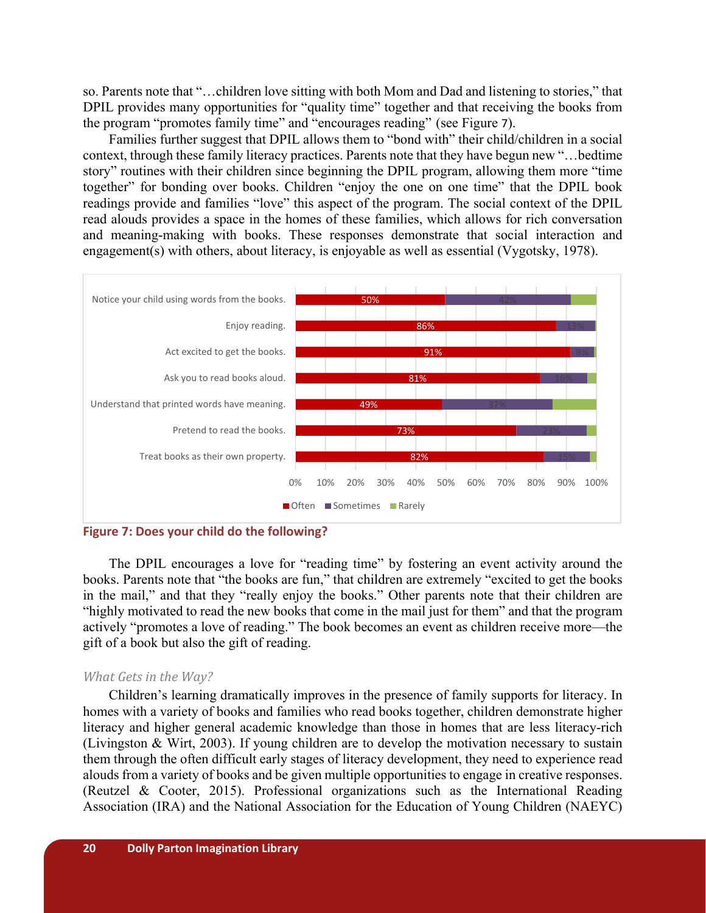so. Parents note that "…children love sitting with both Mom and Dad and listening to stories," that DPIL provides many opportunities for "quality time" together and that receiving the books from the program "promotes family time" and "encourages reading" (see Figure 7).

Families further suggest that DPIL allows them to "bond with" their child/children in a social context, through these family literacy practices. Parents note that they have begun new "…bedtime story" routines with their children since beginning the DPIL program, allowing them more "time together" for bonding over books. Children "enjoy the one on one time" that the DPIL book readings provide and families "love" this aspect of the program. The social context of the DPIL read alouds provides a space in the homes of these families, which allows for rich conversation and meaning-making with books. These responses demonstrate that social interaction and engagement(s) with others, about literacy, is enjoyable as well as essential (Vygotsky, 1978).

| | Often | Sometimes | Rarely |
|---|---|---|---|
| Notice your child using words from the books. | 50% | 42% | |
| Enjoy reading. | 86% | 13% | |
| Act excited to get the books. | 91% | 8% | |
| Ask you to read books aloud. | 81% | 16% | |
| Understand that printed words have meaning. | 49% | 37% | |
| Pretend to read the books. | 73% | 23% | |
| Treat books as their own property. | 82% | 15% | |

**Figure 7: Does your child do the following?**

The DPIL encourages a love for "reading time" by fostering an event activity around the books. Parents note that "the books are fun," that children are extremely "excited to get the books in the mail," and that they "really enjoy the books." Other parents note that their children are "highly motivated to read the new books that come in the mail just for them" and that the program actively "promotes a love of reading." The book becomes an event as children receive more—the gift of a book but also the gift of reading.

### *What Gets in the Way?*

Children's learning dramatically improves in the presence of family supports for literacy. In homes with a variety of books and families who read books together, children demonstrate higher literacy and higher general academic knowledge than those in homes that are less literacy-rich (Livingston & Wirt, 2003). If young children are to develop the motivation necessary to sustain them through the often difficult early stages of literacy development, they need to experience read alouds from a variety of books and be given multiple opportunities to engage in creative responses. (Reutzel & Cooter, 2015). Professional organizations such as the International Reading Association (IRA) and the National Association for the Education of Young Children (NAEYC)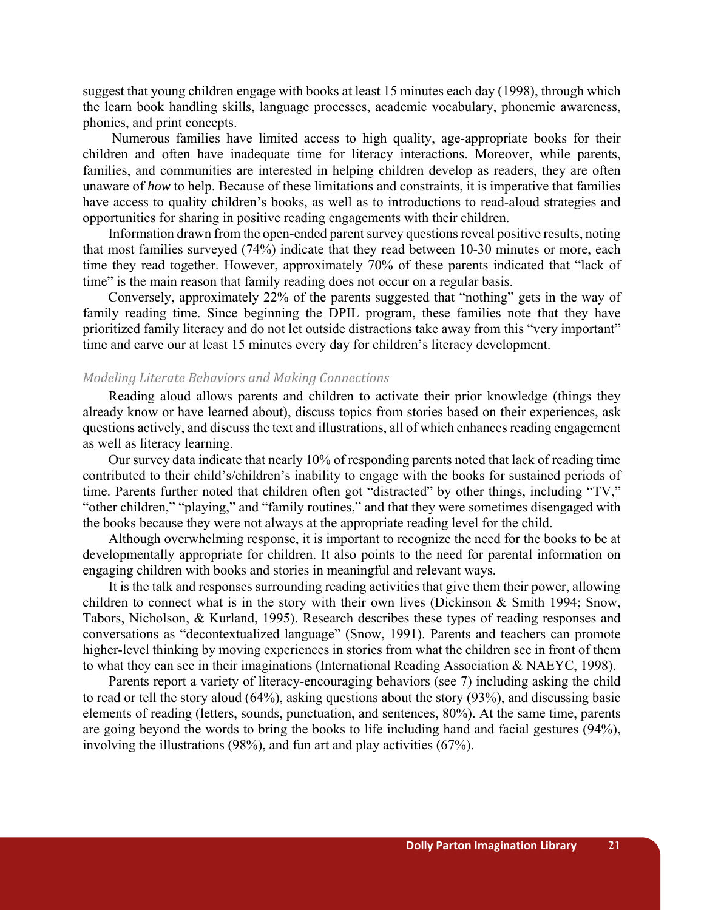suggest that young children engage with books at least 15 minutes each day (1998), through which the learn book handling skills, language processes, academic vocabulary, phonemic awareness, phonics, and print concepts.

Numerous families have limited access to high quality, age-appropriate books for their children and often have inadequate time for literacy interactions. Moreover, while parents, families, and communities are interested in helping children develop as readers, they are often unaware of *how* to help. Because of these limitations and constraints, it is imperative that families have access to quality children's books, as well as to introductions to read-aloud strategies and opportunities for sharing in positive reading engagements with their children.

Information drawn from the open-ended parent survey questions reveal positive results, noting that most families surveyed (74%) indicate that they read between 10-30 minutes or more, each time they read together. However, approximately 70% of these parents indicated that "lack of time" is the main reason that family reading does not occur on a regular basis.

Conversely, approximately 22% of the parents suggested that "nothing" gets in the way of family reading time. Since beginning the DPIL program, these families note that they have prioritized family literacy and do not let outside distractions take away from this "very important" time and carve our at least 15 minutes every day for children's literacy development.

### *Modeling Literate Behaviors and Making Connections*

Reading aloud allows parents and children to activate their prior knowledge (things they already know or have learned about), discuss topics from stories based on their experiences, ask questions actively, and discuss the text and illustrations, all of which enhances reading engagement as well as literacy learning.

Our survey data indicate that nearly 10% of responding parents noted that lack of reading time contributed to their child's/children's inability to engage with the books for sustained periods of time. Parents further noted that children often got "distracted" by other things, including "TV," "other children," "playing," and "family routines," and that they were sometimes disengaged with the books because they were not always at the appropriate reading level for the child.

Although overwhelming response, it is important to recognize the need for the books to be at developmentally appropriate for children. It also points to the need for parental information on engaging children with books and stories in meaningful and relevant ways.

It is the talk and responses surrounding reading activities that give them their power, allowing children to connect what is in the story with their own lives (Dickinson & Smith 1994; Snow, Tabors, Nicholson, & Kurland, 1995). Research describes these types of reading responses and conversations as "decontextualized language" (Snow, 1991). Parents and teachers can promote higher-level thinking by moving experiences in stories from what the children see in front of them to what they can see in their imaginations (International Reading Association & NAEYC, 1998).

Parents report a variety of literacy-encouraging behaviors (see 7) including asking the child to read or tell the story aloud (64%), asking questions about the story (93%), and discussing basic elements of reading (letters, sounds, punctuation, and sentences, 80%). At the same time, parents are going beyond the words to bring the books to life including hand and facial gestures (94%), involving the illustrations (98%), and fun art and play activities (67%).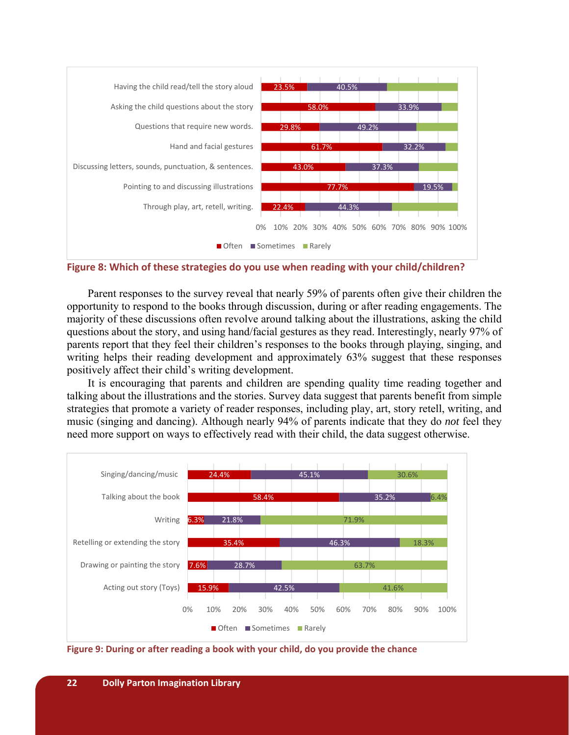| Strategy | Often | Sometimes | Rarely |
| --- | --- | --- | --- |
| Having the child read/tell the story aloud | 23.5% | 40.5% | |
| Asking the child questions about the story | 58.0% | 33.9% | |
| Questions that require new words. | 29.8% | 49.2% | |
| Hand and facial gestures | 61.7% | 32.2% | |
| Discussing letters, sounds, punctuation, & sentences. | 43.0% | 37.3% | |
| Pointing to and discussing illustrations | 77.7% | 19.5% | |
| Through play, art, retell, writing. | 22.4% | 44.3% | |

**Figure 8: Which of these strategies do you use when reading with your child/children?**

Parent responses to the survey reveal that nearly 59% of parents often give their children the opportunity to respond to the books through discussion, during or after reading engagements. The majority of these discussions often revolve around talking about the illustrations, asking the child questions about the story, and using hand/facial gestures as they read. Interestingly, nearly 97% of parents report that they feel their children's responses to the books through playing, singing, and writing helps their reading development and approximately 63% suggest that these responses positively affect their child's writing development.

It is encouraging that parents and children are spending quality time reading together and talking about the illustrations and the stories. Survey data suggest that parents benefit from simple strategies that promote a variety of reader responses, including play, art, story retell, writing, and music (singing and dancing). Although nearly 94% of parents indicate that they do *not* feel they need more support on ways to effectively read with their child, the data suggest otherwise.

| Activity | Often | Sometimes | Rarely |
| --- | --- | --- | --- |
| Singing/dancing/music | 24.4% | 45.1% | 30.6% |
| Talking about the book | 58.4% | 35.2% | 6.4% |
| Writing | 6.3% | 21.8% | 71.9% |
| Retelling or extending the story | 35.4% | 46.3% | 18.3% |
| Drawing or painting the story | 7.6% | 28.7% | 63.7% |
| Acting out story (Toys) | 15.9% | 42.5% | 41.6% |

**Figure 9: During or after reading a book with your child, do you provide the chance**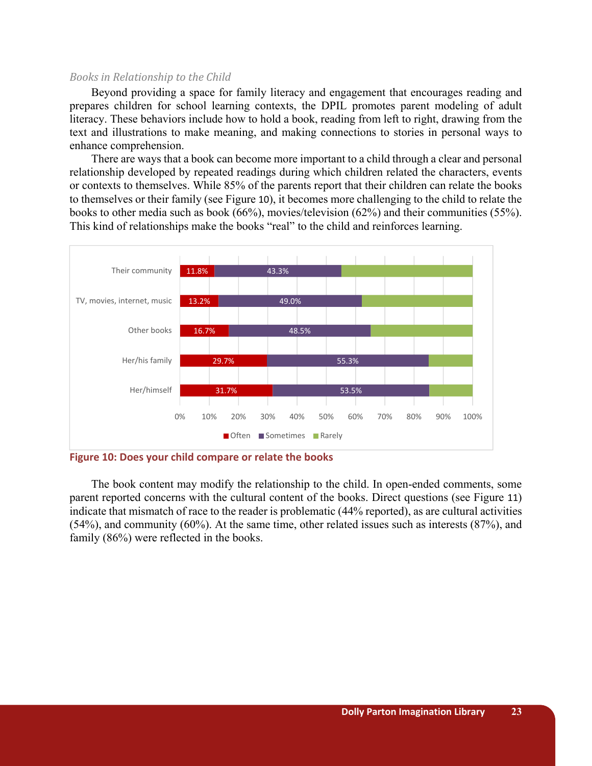*Books in Relationship to the Child*

Beyond providing a space for family literacy and engagement that encourages reading and prepares children for school learning contexts, the DPIL promotes parent modeling of adult literacy. These behaviors include how to hold a book, reading from left to right, drawing from the text and illustrations to make meaning, and making connections to stories in personal ways to enhance comprehension.

There are ways that a book can become more important to a child through a clear and personal relationship developed by repeated readings during which children related the characters, events or contexts to themselves. While 85% of the parents report that their children can relate the books to themselves or their family (see Figure 10), it becomes more challenging to the child to relate the books to other media such as book (66%), movies/television (62%) and their communities (55%). This kind of relationships make the books "real" to the child and reinforces learning.

| | Often | Sometimes | Rarely |
|---|---|---|---|
| Their community | 11.8% | 43.3% | |
| TV, movies, internet, music | 13.2% | 49.0% | |
| Other books | 16.7% | 48.5% | |
| Her/his family | 29.7% | 55.3% | |
| Her/himself | 31.7% | 53.5% | |

**Figure 10: Does your child compare or relate the books**

The book content may modify the relationship to the child. In open-ended comments, some parent reported concerns with the cultural content of the books. Direct questions (see Figure 11) indicate that mismatch of race to the reader is problematic (44% reported), as are cultural activities (54%), and community (60%). At the same time, other related issues such as interests (87%), and family (86%) were reflected in the books.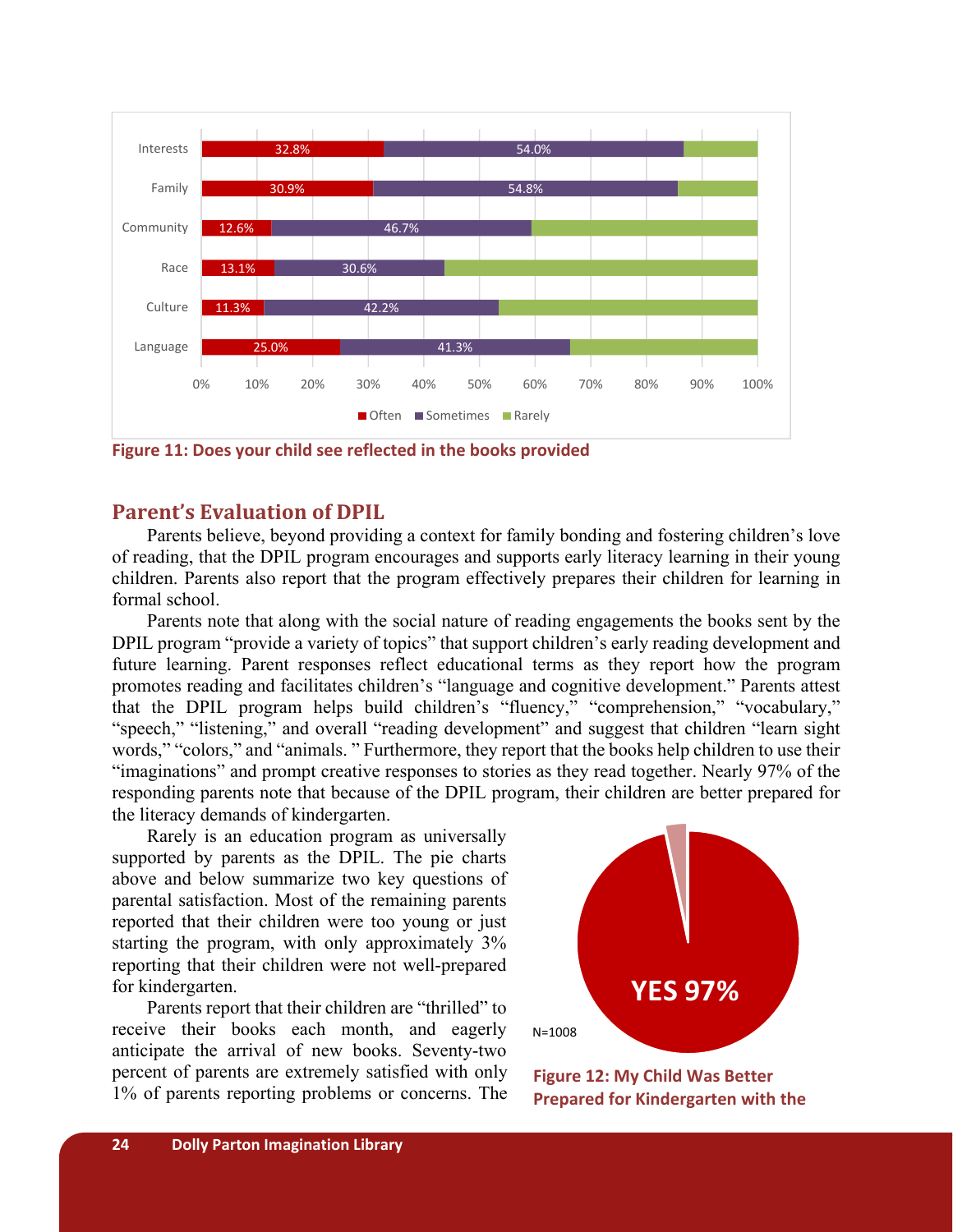| | Often | Sometimes | Rarely |
|---|---|---|---|
| Interests | 32.8% | 54.0% | |
| Family | 30.9% | 54.8% | |
| Community | 12.6% | 46.7% | |
| Race | 13.1% | 30.6% | |
| Culture | 11.3% | 42.2% | |
| Language | 25.0% | 41.3% | |

Figure 11: Does your child see reflected in the books provided

## Parent's Evaluation of DPIL

Parents believe, beyond providing a context for family bonding and fostering children's love of reading, that the DPIL program encourages and supports early literacy learning in their young children. Parents also report that the program effectively prepares their children for learning in formal school.

Parents note that along with the social nature of reading engagements the books sent by the DPIL program "provide a variety of topics" that support children's early reading development and future learning. Parent responses reflect educational terms as they report how the program promotes reading and facilitates children's "language and cognitive development." Parents attest that the DPIL program helps build children's "fluency," "comprehension," "vocabulary," "speech," "listening," and overall "reading development" and suggest that children "learn sight words," "colors," and "animals. " Furthermore, they report that the books help children to use their "imaginations" and prompt creative responses to stories as they read together. Nearly 97% of the responding parents note that because of the DPIL program, their children are better prepared for the literacy demands of kindergarten.

Rarely is an education program as universally supported by parents as the DPIL. The pie charts above and below summarize two key questions of parental satisfaction. Most of the remaining parents reported that their children were too young or just starting the program, with only approximately 3% reporting that their children were not well-prepared for kindergarten.

Parents report that their children are "thrilled" to receive their books each month, and eagerly anticipate the arrival of new books. Seventy-two percent of parents are extremely satisfied with only 1% of parents reporting problems or concerns. The

YES 97%

N=1008

Figure 12: My Child Was Better Prepared for Kindergarten with the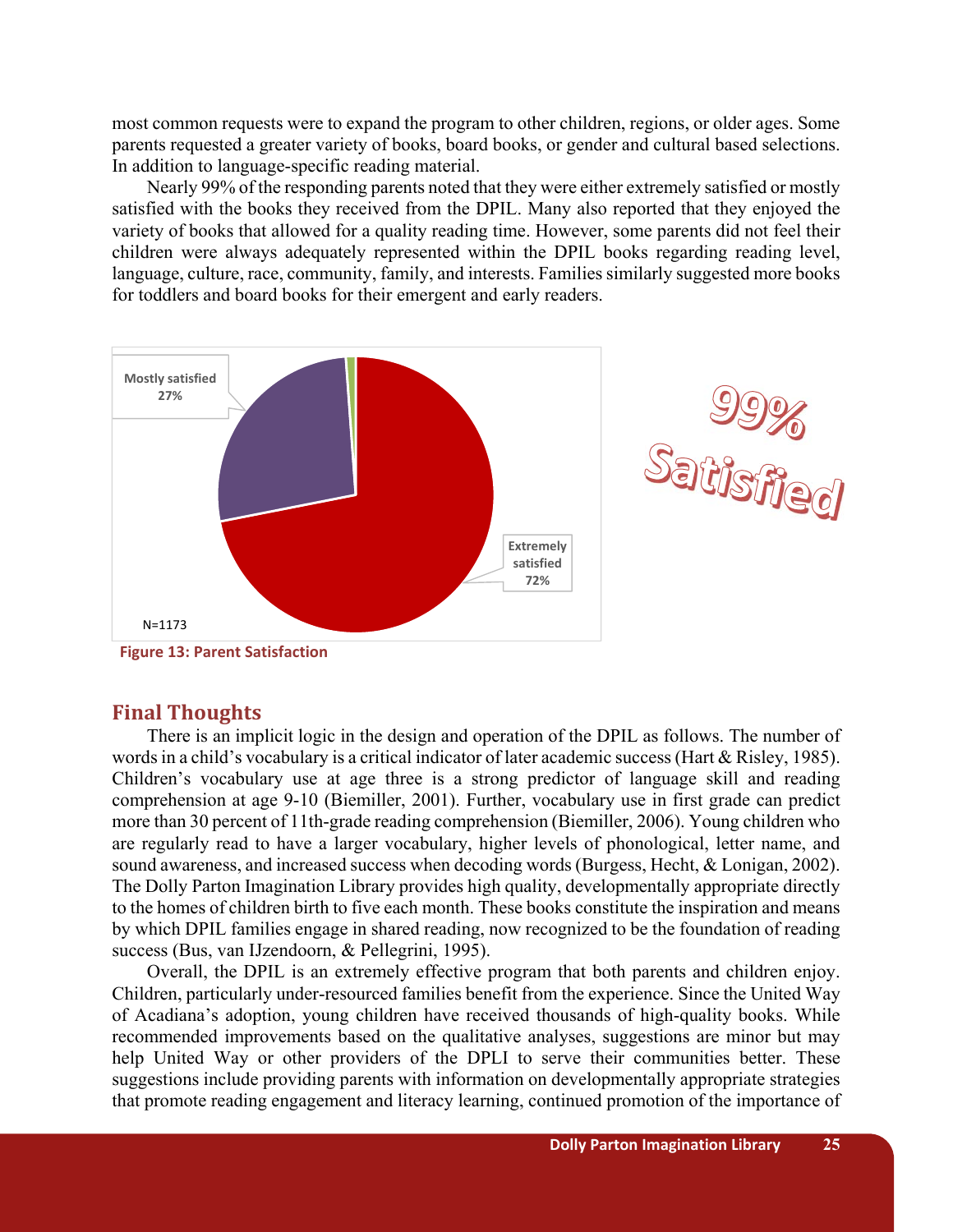most common requests were to expand the program to other children, regions, or older ages. Some parents requested a greater variety of books, board books, or gender and cultural based selections. In addition to language-specific reading material.

Nearly 99% of the responding parents noted that they were either extremely satisfied or mostly satisfied with the books they received from the DPIL. Many also reported that they enjoyed the variety of books that allowed for a quality reading time. However, some parents did not feel their children were always adequately represented within the DPIL books regarding reading level, language, culture, race, community, family, and interests. Families similarly suggested more books for toddlers and board books for their emergent and early readers.

Mostly satisfied 27%

Extremely satisfied 72%

N=1173

99% Satisfied

**Figure 13: Parent Satisfaction**

## Final Thoughts

There is an implicit logic in the design and operation of the DPIL as follows. The number of words in a child's vocabulary is a critical indicator of later academic success (Hart & Risley, 1985). Children's vocabulary use at age three is a strong predictor of language skill and reading comprehension at age 9-10 (Biemiller, 2001). Further, vocabulary use in first grade can predict more than 30 percent of 11th-grade reading comprehension (Biemiller, 2006). Young children who are regularly read to have a larger vocabulary, higher levels of phonological, letter name, and sound awareness, and increased success when decoding words (Burgess, Hecht, & Lonigan, 2002). The Dolly Parton Imagination Library provides high quality, developmentally appropriate directly to the homes of children birth to five each month. These books constitute the inspiration and means by which DPIL families engage in shared reading, now recognized to be the foundation of reading success (Bus, van IJzendoorn, & Pellegrini, 1995).

Overall, the DPIL is an extremely effective program that both parents and children enjoy. Children, particularly under-resourced families benefit from the experience. Since the United Way of Acadiana's adoption, young children have received thousands of high-quality books. While recommended improvements based on the qualitative analyses, suggestions are minor but may help United Way or other providers of the DPLI to serve their communities better. These suggestions include providing parents with information on developmentally appropriate strategies that promote reading engagement and literacy learning, continued promotion of the importance of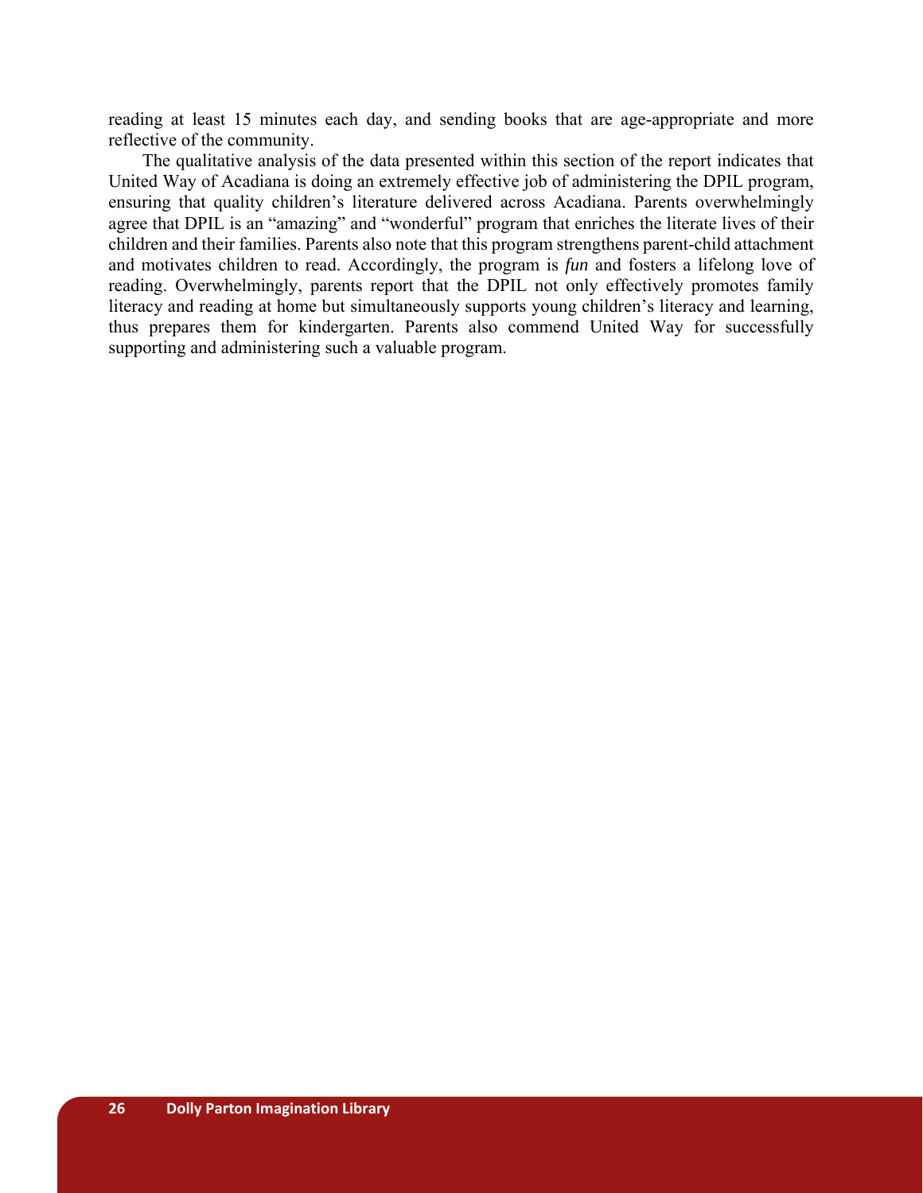reading at least 15 minutes each day, and sending books that are age-appropriate and more reflective of the community.

The qualitative analysis of the data presented within this section of the report indicates that United Way of Acadiana is doing an extremely effective job of administering the DPIL program, ensuring that quality children's literature delivered across Acadiana. Parents overwhelmingly agree that DPIL is an "amazing" and "wonderful" program that enriches the literate lives of their children and their families. Parents also note that this program strengthens parent-child attachment and motivates children to read. Accordingly, the program is *fun* and fosters a lifelong love of reading. Overwhelmingly, parents report that the DPIL not only effectively promotes family literacy and reading at home but simultaneously supports young children's literacy and learning, thus prepares them for kindergarten. Parents also commend United Way for successfully supporting and administering such a valuable program.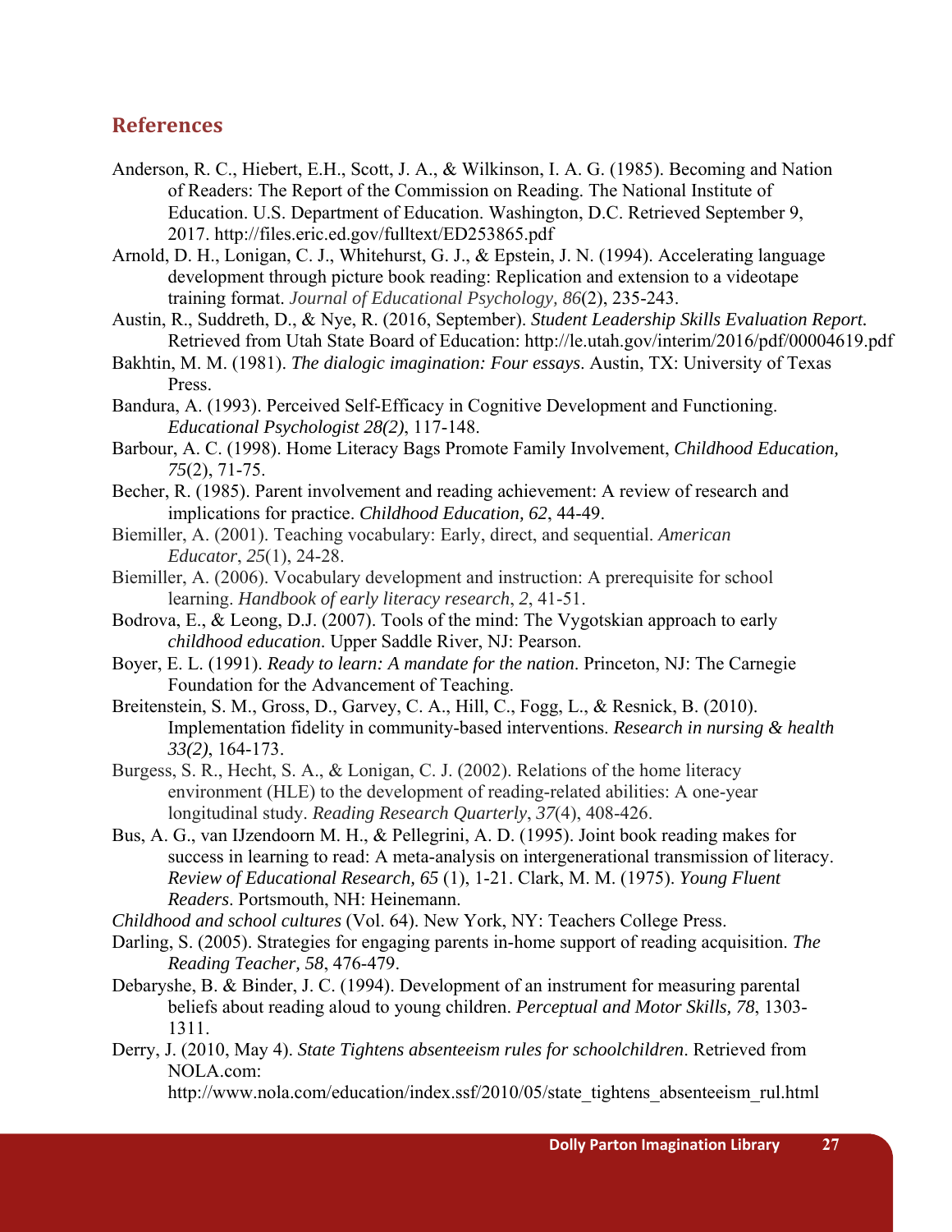## References

Anderson, R. C., Hiebert, E.H., Scott, J. A., & Wilkinson, I. A. G. (1985). Becoming and Nation of Readers: The Report of the Commission on Reading. The National Institute of Education. U.S. Department of Education. Washington, D.C. Retrieved September 9, 2017. http://files.eric.ed.gov/fulltext/ED253865.pdf

Arnold, D. H., Lonigan, C. J., Whitehurst, G. J., & Epstein, J. N. (1994). Accelerating language development through picture book reading: Replication and extension to a videotape training format. *Journal of Educational Psychology, 86*(2), 235-243.

Austin, R., Suddreth, D., & Nye, R. (2016, September). *Student Leadership Skills Evaluation Report.* Retrieved from Utah State Board of Education: http://le.utah.gov/interim/2016/pdf/00004619.pdf

Bakhtin, M. M. (1981). *The dialogic imagination: Four essays*. Austin, TX: University of Texas Press.

Bandura, A. (1993). Perceived Self-Efficacy in Cognitive Development and Functioning. *Educational Psychologist 28(2)*, 117-148.

Barbour, A. C. (1998). Home Literacy Bags Promote Family Involvement, *Childhood Education, 75*(2), 71-75.

Becher, R. (1985). Parent involvement and reading achievement: A review of research and implications for practice. *Childhood Education, 62*, 44-49.

Biemiller, A. (2001). Teaching vocabulary: Early, direct, and sequential. *American Educator*, *25*(1), 24-28.

Biemiller, A. (2006). Vocabulary development and instruction: A prerequisite for school learning. *Handbook of early literacy research*, *2*, 41-51.

Bodrova, E., & Leong, D.J. (2007). Tools of the mind: The Vygotskian approach to early *childhood education.* Upper Saddle River, NJ: Pearson.

Boyer, E. L. (1991). *Ready to learn: A mandate for the nation.* Princeton, NJ: The Carnegie Foundation for the Advancement of Teaching.

Breitenstein, S. M., Gross, D., Garvey, C. A., Hill, C., Fogg, L., & Resnick, B. (2010). Implementation fidelity in community-based interventions. *Research in nursing & health 33(2)*, 164-173.

Burgess, S. R., Hecht, S. A., & Lonigan, C. J. (2002). Relations of the home literacy environment (HLE) to the development of reading-related abilities: A one-year longitudinal study. *Reading Research Quarterly*, *37*(4), 408-426.

Bus, A. G., van IJzendoorn M. H., & Pellegrini, A. D. (1995). Joint book reading makes for success in learning to read: A meta-analysis on intergenerational transmission of literacy. *Review of Educational Research, 65* (1), 1-21. Clark, M. M. (1975). *Young Fluent Readers*. Portsmouth, NH: Heinemann.

*Childhood and school cultures* (Vol. 64). New York, NY: Teachers College Press.

Darling, S. (2005). Strategies for engaging parents in-home support of reading acquisition. *The Reading Teacher, 58*, 476-479.

Debaryshe, B. & Binder, J. C. (1994). Development of an instrument for measuring parental beliefs about reading aloud to young children. *Perceptual and Motor Skills, 78*, 1303-1311.

Derry, J. (2010, May 4). *State Tightens absenteeism rules for schoolchildren*. Retrieved from NOLA.com: http://www.nola.com/education/index.ssf/2010/05/state_tightens_absenteeism_rul.html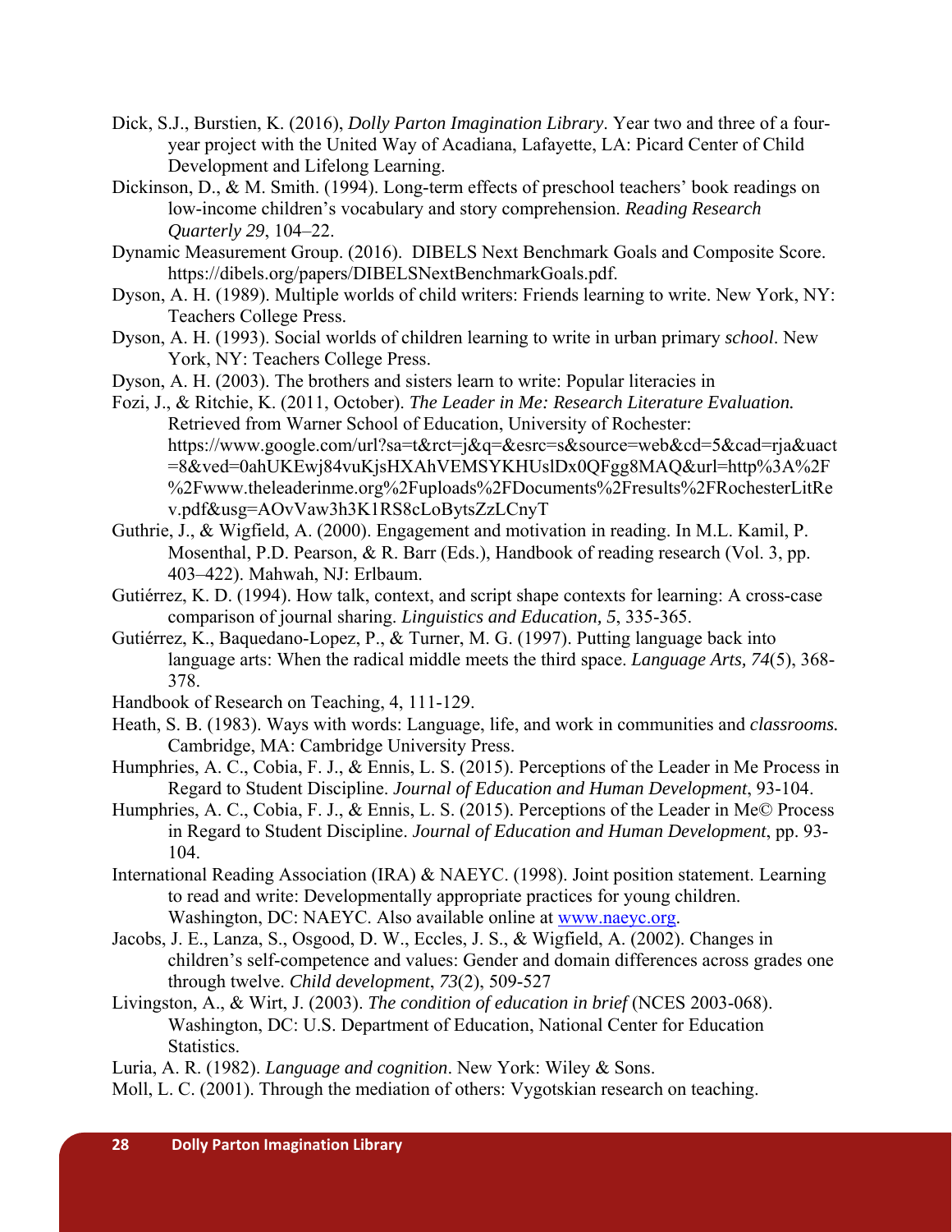Dick, S.J., Burstien, K. (2016), *Dolly Parton Imagination Library*. Year two and three of a four-year project with the United Way of Acadiana, Lafayette, LA: Picard Center of Child Development and Lifelong Learning.

Dickinson, D., & M. Smith. (1994). Long-term effects of preschool teachers' book readings on low-income children's vocabulary and story comprehension. *Reading Research Quarterly 29*, 104–22.

Dynamic Measurement Group. (2016). DIBELS Next Benchmark Goals and Composite Score. https://dibels.org/papers/DIBELSNextBenchmarkGoals.pdf.

Dyson, A. H. (1989). Multiple worlds of child writers: Friends learning to write. New York, NY: Teachers College Press.

Dyson, A. H. (1993). Social worlds of children learning to write in urban primary *school*. New York, NY: Teachers College Press.

Dyson, A. H. (2003). The brothers and sisters learn to write: Popular literacies in

Fozi, J., & Ritchie, K. (2011, October). *The Leader in Me: Research Literature Evaluation.* Retrieved from Warner School of Education, University of Rochester: https://www.google.com/url?sa=t&rct=j&q=&esrc=s&source=web&cd=5&cad=rja&uact=8&ved=0ahUKEwj84vuKjsHXAhVEMSYKHUslDx0QFgg8MAQ&url=http%3A%2F%2Fwww.theleaderinme.org%2Fuploads%2FDocuments%2Fresults%2FRochesterLitRev.pdf&usg=AOvVaw3h3K1RS8cLoBytsZzLCnyT

Guthrie, J., & Wigfield, A. (2000). Engagement and motivation in reading. In M.L. Kamil, P. Mosenthal, P.D. Pearson, & R. Barr (Eds.), Handbook of reading research (Vol. 3, pp. 403–422). Mahwah, NJ: Erlbaum.

Gutiérrez, K. D. (1994). How talk, context, and script shape contexts for learning: A cross-case comparison of journal sharing. *Linguistics and Education, 5*, 335-365.

Gutiérrez, K., Baquedano-Lopez, P., & Turner, M. G. (1997). Putting language back into language arts: When the radical middle meets the third space. *Language Arts, 74*(5), 368-378.

Handbook of Research on Teaching, 4, 111-129.

Heath, S. B. (1983). Ways with words: Language, life, and work in communities and *classrooms.* Cambridge, MA: Cambridge University Press.

Humphries, A. C., Cobia, F. J., & Ennis, L. S. (2015). Perceptions of the Leader in Me Process in Regard to Student Discipline. *Journal of Education and Human Development*, 93-104.

Humphries, A. C., Cobia, F. J., & Ennis, L. S. (2015). Perceptions of the Leader in Me© Process in Regard to Student Discipline. *Journal of Education and Human Development*, pp. 93-104.

International Reading Association (IRA) & NAEYC. (1998). Joint position statement. Learning to read and write: Developmentally appropriate practices for young children. Washington, DC: NAEYC. Also available online at www.naeyc.org.

Jacobs, J. E., Lanza, S., Osgood, D. W., Eccles, J. S., & Wigfield, A. (2002). Changes in children's self-competence and values: Gender and domain differences across grades one through twelve. *Child development*, *73*(2), 509-527

Livingston, A., & Wirt, J. (2003). *The condition of education in brief* (NCES 2003-068). Washington, DC: U.S. Department of Education, National Center for Education Statistics.

Luria, A. R. (1982). *Language and cognition*. New York: Wiley & Sons.

Moll, L. C. (2001). Through the mediation of others: Vygotskian research on teaching.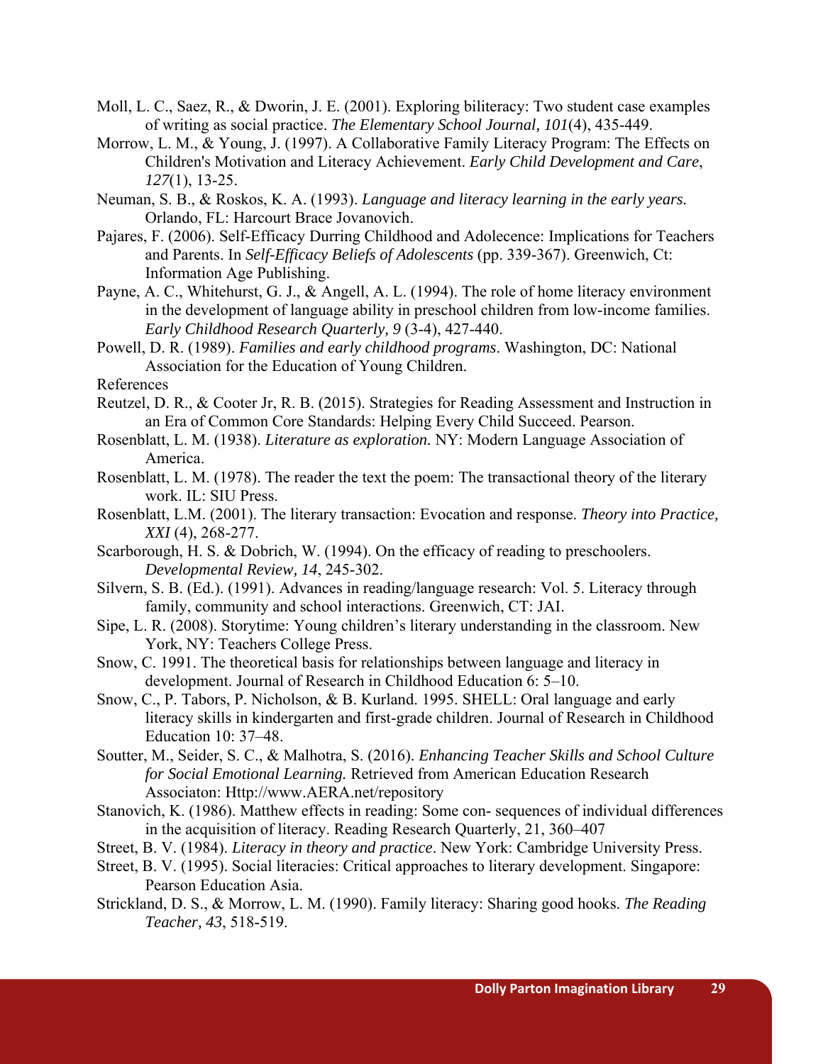Moll, L. C., Saez, R., & Dworin, J. E. (2001). Exploring biliteracy: Two student case examples of writing as social practice. *The Elementary School Journal, 101*(4), 435-449.

Morrow, L. M., & Young, J. (1997). A Collaborative Family Literacy Program: The Effects on Children's Motivation and Literacy Achievement. *Early Child Development and Care*, *127*(1), 13-25.

Neuman, S. B., & Roskos, K. A. (1993). *Language and literacy learning in the early years.* Orlando, FL: Harcourt Brace Jovanovich.

Pajares, F. (2006). Self-Efficacy Durring Childhood and Adolecence: Implications for Teachers and Parents. In *Self-Efficacy Beliefs of Adolescents* (pp. 339-367). Greenwich, Ct: Information Age Publishing.

Payne, A. C., Whitehurst, G. J., & Angell, A. L. (1994). The role of home literacy environment in the development of language ability in preschool children from low-income families. *Early Childhood Research Quarterly, 9* (3-4), 427-440.

Powell, D. R. (1989). *Families and early childhood programs*. Washington, DC: National Association for the Education of Young Children.

References

Reutzel, D. R., & Cooter Jr, R. B. (2015). Strategies for Reading Assessment and Instruction in an Era of Common Core Standards: Helping Every Child Succeed. Pearson.

Rosenblatt, L. M. (1938). *Literature as exploration.* NY: Modern Language Association of America.

Rosenblatt, L. M. (1978). The reader the text the poem: The transactional theory of the literary work. IL: SIU Press.

Rosenblatt, L.M. (2001). The literary transaction: Evocation and response. *Theory into Practice, XXI* (4), 268-277.

Scarborough, H. S. & Dobrich, W. (1994). On the efficacy of reading to preschoolers. *Developmental Review, 14*, 245-302.

Silvern, S. B. (Ed.). (1991). Advances in reading/language research: Vol. 5. Literacy through family, community and school interactions. Greenwich, CT: JAI.

Sipe, L. R. (2008). Storytime: Young children's literary understanding in the classroom. New York, NY: Teachers College Press.

Snow, C. 1991. The theoretical basis for relationships between language and literacy in development. Journal of Research in Childhood Education 6: 5–10.

Snow, C., P. Tabors, P. Nicholson, & B. Kurland. 1995. SHELL: Oral language and early literacy skills in kindergarten and first-grade children. Journal of Research in Childhood Education 10: 37–48.

Soutter, M., Seider, S. C., & Malhotra, S. (2016). *Enhancing Teacher Skills and School Culture for Social Emotional Learning.* Retrieved from American Education Research Associaton: Http://www.AERA.net/repository

Stanovich, K. (1986). Matthew effects in reading: Some con- sequences of individual differences in the acquisition of literacy. Reading Research Quarterly, 21, 360–407

Street, B. V. (1984). *Literacy in theory and practice*. New York: Cambridge University Press.

Street, B. V. (1995). Social literacies: Critical approaches to literary development. Singapore: Pearson Education Asia.

Strickland, D. S., & Morrow, L. M. (1990). Family literacy: Sharing good hooks. *The Reading Teacher, 43*, 518-519.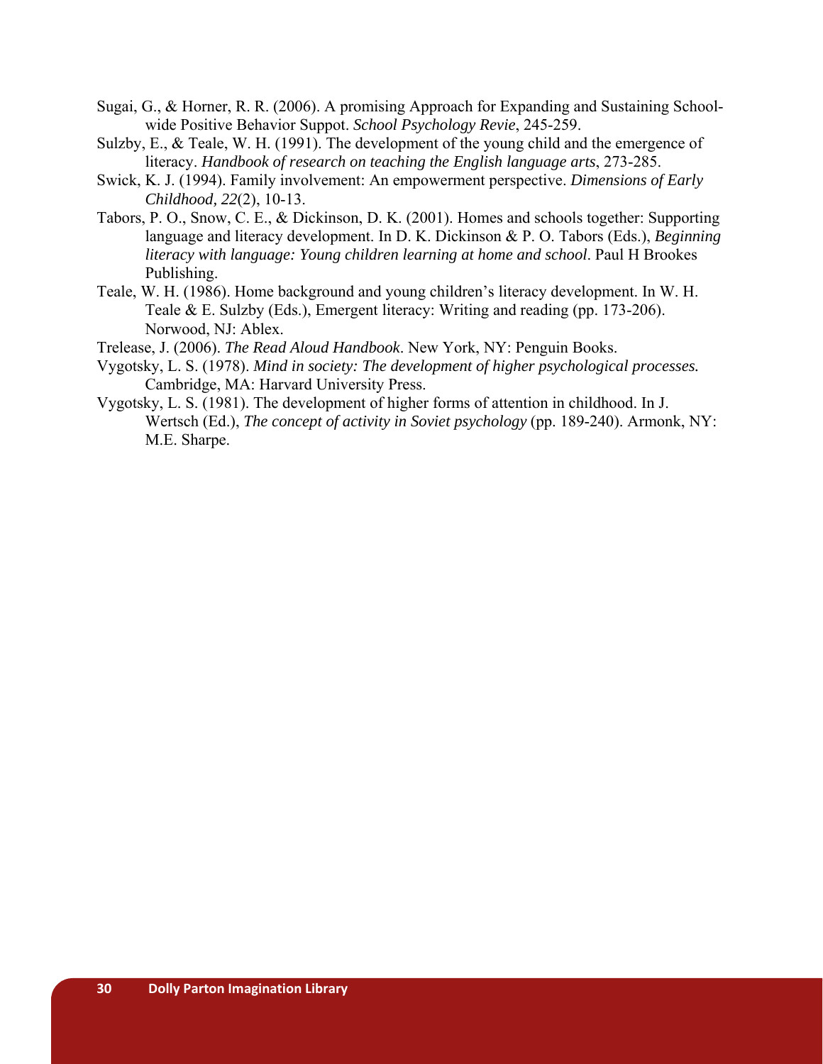Sugai, G., & Horner, R. R. (2006). A promising Approach for Expanding and Sustaining School-wide Positive Behavior Suppot. *School Psychology Revie*, 245-259.

Sulzby, E., & Teale, W. H. (1991). The development of the young child and the emergence of literacy. *Handbook of research on teaching the English language arts*, 273-285.

Swick, K. J. (1994). Family involvement: An empowerment perspective. *Dimensions of Early Childhood, 22*(2), 10-13.

Tabors, P. O., Snow, C. E., & Dickinson, D. K. (2001). Homes and schools together: Supporting language and literacy development. In D. K. Dickinson & P. O. Tabors (Eds.), *Beginning literacy with language: Young children learning at home and school*. Paul H Brookes Publishing.

Teale, W. H. (1986). Home background and young children's literacy development. In W. H. Teale & E. Sulzby (Eds.), Emergent literacy: Writing and reading (pp. 173-206). Norwood, NJ: Ablex.

Trelease, J. (2006). *The Read Aloud Handbook*. New York, NY: Penguin Books.

Vygotsky, L. S. (1978). *Mind in society: The development of higher psychological processes.* Cambridge, MA: Harvard University Press.

Vygotsky, L. S. (1981). The development of higher forms of attention in childhood. In J. Wertsch (Ed.), *The concept of activity in Soviet psychology* (pp. 189-240). Armonk, NY: M.E. Sharpe.